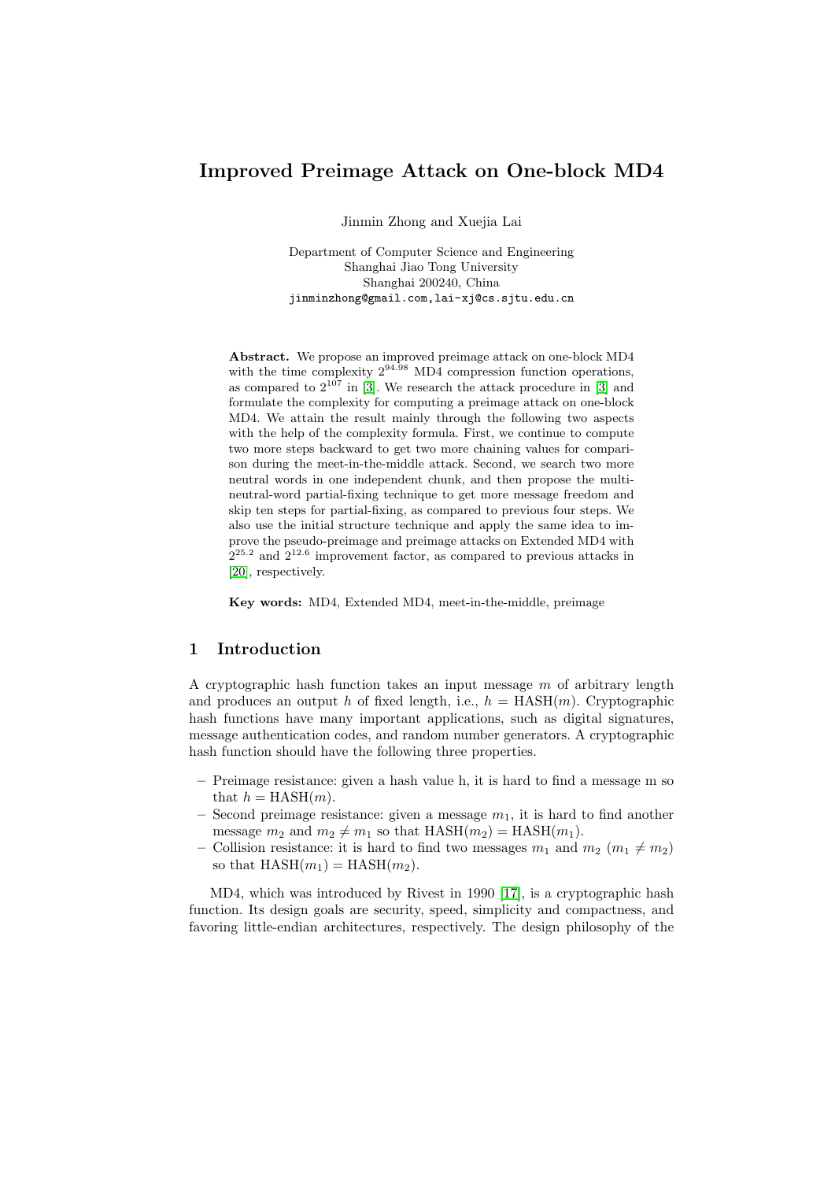# Improved Preimage Attack on One-block MD4

Jinmin Zhong and Xuejia Lai

Department of Computer Science and Engineering
Shanghai Jiao Tong University
Shanghai 200240, China
jinminzhong@gmail.com,lai-xj@cs.sjtu.edu.cn

**Abstract.** We propose an improved preimage attack on one-block MD4 with the time complexity $2^{94.98}$ MD4 compression function operations, as compared to $2^{107}$ in [3]. We research the attack procedure in [3] and formulate the complexity for computing a preimage attack on one-block MD4. We attain the result mainly through the following two aspects with the help of the complexity formula. First, we continue to compute two more steps backward to get two more chaining values for comparison during the meet-in-the-middle attack. Second, we search two more neutral words in one independent chunk, and then propose the multi-neutral-word partial-fixing technique to get more message freedom and skip ten steps for partial-fixing, as compared to previous four steps. We also use the initial structure technique and apply the same idea to improve the pseudo-preimage and preimage attacks on Extended MD4 with $2^{25.2}$ and $2^{12.6}$ improvement factor, as compared to previous attacks in [20], respectively.

**Key words:** MD4, Extended MD4, meet-in-the-middle, preimage

## 1 Introduction

A cryptographic hash function takes an input message $m$ of arbitrary length and produces an output $h$ of fixed length, i.e., $h = \text{HASH}(m)$. Cryptographic hash functions have many important applications, such as digital signatures, message authentication codes, and random number generators. A cryptographic hash function should have the following three properties.

- Preimage resistance: given a hash value h, it is hard to find a message m so that $h = \text{HASH}(m)$.
- Second preimage resistance: given a message $m_1$, it is hard to find another message $m_2$ and $m_2 \neq m_1$ so that $\text{HASH}(m_2) = \text{HASH}(m_1)$.
- Collision resistance: it is hard to find two messages $m_1$ and $m_2$ ($m_1 \neq m_2$) so that $\text{HASH}(m_1) = \text{HASH}(m_2)$.

MD4, which was introduced by Rivest in 1990 [17], is a cryptographic hash function. Its design goals are security, speed, simplicity and compactness, and favoring little-endian architectures, respectively. The design philosophy of the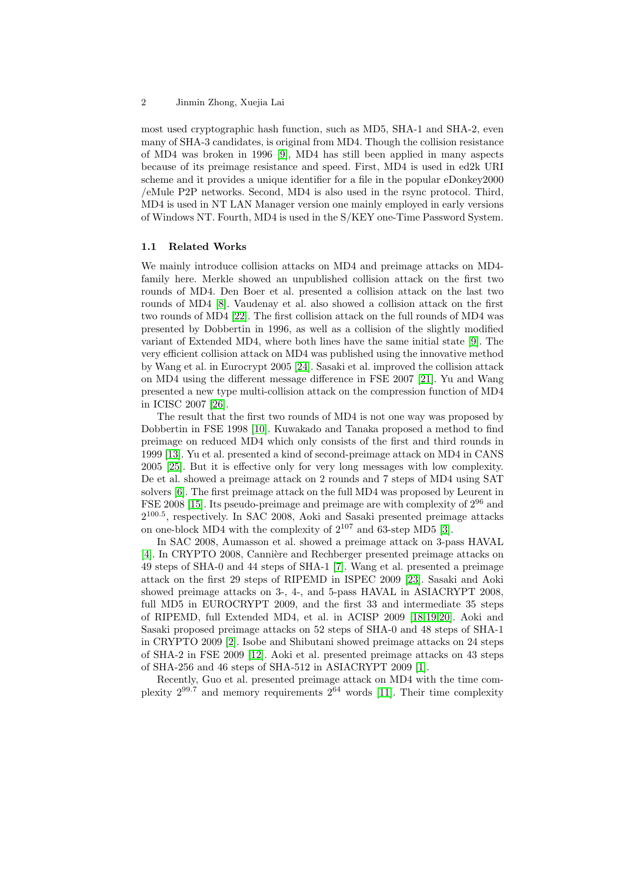most used cryptographic hash function, such as MD5, SHA-1 and SHA-2, even many of SHA-3 candidates, is original from MD4. Though the collision resistance of MD4 was broken in 1996 [9], MD4 has still been applied in many aspects because of its preimage resistance and speed. First, MD4 is used in ed2k URI scheme and it provides a unique identifier for a file in the popular eDonkey2000 /eMule P2P networks. Second, MD4 is also used in the rsync protocol. Third, MD4 is used in NT LAN Manager version one mainly employed in early versions of Windows NT. Fourth, MD4 is used in the S/KEY one-Time Password System.

### 1.1 Related Works

We mainly introduce collision attacks on MD4 and preimage attacks on MD4-family here. Merkle showed an unpublished collision attack on the first two rounds of MD4. Den Boer et al. presented a collision attack on the last two rounds of MD4 [8]. Vaudenay et al. also showed a collision attack on the first two rounds of MD4 [22]. The first collision attack on the full rounds of MD4 was presented by Dobbertin in 1996, as well as a collision of the slightly modified variant of Extended MD4, where both lines have the same initial state [9]. The very efficient collision attack on MD4 was published using the innovative method by Wang et al. in Eurocrypt 2005 [24]. Sasaki et al. improved the collision attack on MD4 using the different message difference in FSE 2007 [21]. Yu and Wang presented a new type multi-collision attack on the compression function of MD4 in ICISC 2007 [26].

The result that the first two rounds of MD4 is not one way was proposed by Dobbertin in FSE 1998 [10]. Kuwakado and Tanaka proposed a method to find preimage on reduced MD4 which only consists of the first and third rounds in 1999 [13]. Yu et al. presented a kind of second-preimage attack on MD4 in CANS 2005 [25]. But it is effective only for very long messages with low complexity. De et al. showed a preimage attack on 2 rounds and 7 steps of MD4 using SAT solvers [6]. The first preimage attack on the full MD4 was proposed by Leurent in FSE 2008 [15]. Its pseudo-preimage and preimage are with complexity of $2^{96}$ and $2^{100.5}$, respectively. In SAC 2008, Aoki and Sasaki presented preimage attacks on one-block MD4 with the complexity of $2^{107}$ and 63-step MD5 [3].

In SAC 2008, Aumasson et al. showed a preimage attack on 3-pass HAVAL [4]. In CRYPTO 2008, Cannière and Rechberger presented preimage attacks on 49 steps of SHA-0 and 44 steps of SHA-1 [7]. Wang et al. presented a preimage attack on the first 29 steps of RIPEMD in ISPEC 2009 [23]. Sasaki and Aoki showed preimage attacks on 3-, 4-, and 5-pass HAVAL in ASIACRYPT 2008, full MD5 in EUROCRYPT 2009, and the first 33 and intermediate 35 steps of RIPEMD, full Extended MD4, et al. in ACISP 2009 [18,19,20]. Aoki and Sasaki proposed preimage attacks on 52 steps of SHA-0 and 48 steps of SHA-1 in CRYPTO 2009 [2]. Isobe and Shibutani showed preimage attacks on 24 steps of SHA-2 in FSE 2009 [12]. Aoki et al. presented preimage attacks on 43 steps of SHA-256 and 46 steps of SHA-512 in ASIACRYPT 2009 [1].

Recently, Guo et al. presented preimage attack on MD4 with the time complexity $2^{99.7}$ and memory requirements $2^{64}$ words [11]. Their time complexity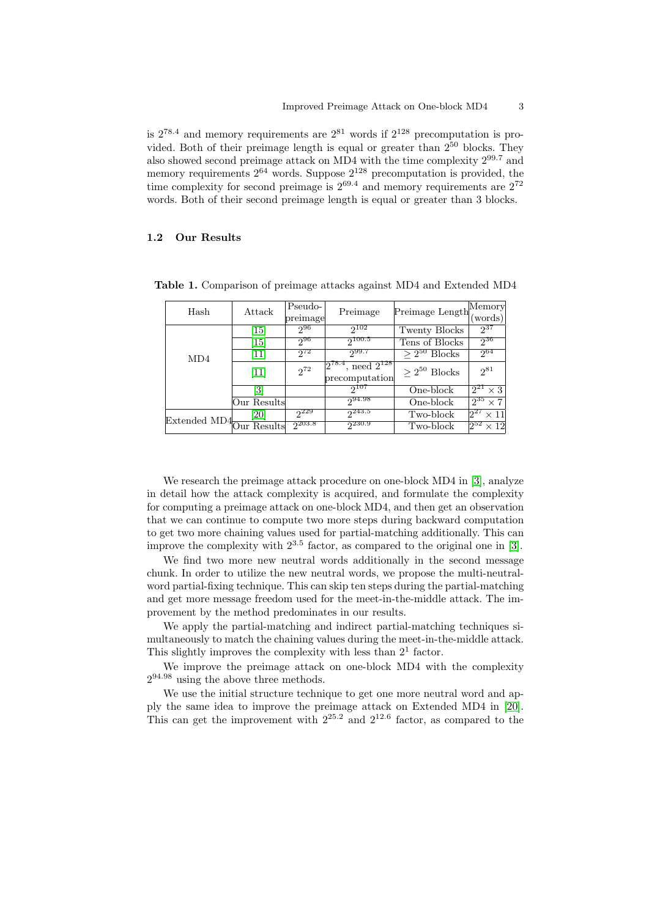is $2^{78.4}$ and memory requirements are $2^{81}$ words if $2^{128}$ precomputation is provided. Both of their preimage length is equal or greater than $2^{50}$ blocks. They also showed second preimage attack on MD4 with the time complexity $2^{99.7}$ and memory requirements $2^{64}$ words. Suppose $2^{128}$ precomputation is provided, the time complexity for second preimage is $2^{69.4}$ and memory requirements are $2^{72}$ words. Both of their second preimage length is equal or greater than 3 blocks.

### 1.2 Our Results

**Table 1.** Comparison of preimage attacks against MD4 and Extended MD4

| Hash | Attack | Pseudo-preimage | Preimage | Preimage Length | Memory (words) |
|---|---|---|---|---|---|
| MD4 | [15] | $2^{96}$ | $2^{102}$ | Twenty Blocks | $2^{37}$ |
| | [15] | $2^{96}$ | $2^{100.5}$ | Tens of Blocks | $2^{36}$ |
| | [11] | $2^{72}$ | $2^{99.7}$ | $\geq 2^{50}$ Blocks | $2^{64}$ |
| | [11] | $2^{72}$ | $2^{78.4}$, need $2^{128}$ precomputation | $\geq 2^{50}$ Blocks | $2^{81}$ |
| | [3] | | $2^{107}$ | One-block | $2^{21} \times 3$ |
| | Our Results | | $2^{94.98}$ | One-block | $2^{35} \times 7$ |
| Extended MD4 | [20] | $2^{229}$ | $2^{243.5}$ | Two-block | $2^{27} \times 11$ |
| | Our Results | $2^{203.8}$ | $2^{230.9}$ | Two-block | $2^{52} \times 12$ |

We research the preimage attack procedure on one-block MD4 in [3], analyze in detail how the attack complexity is acquired, and formulate the complexity for computing a preimage attack on one-block MD4, and then get an observation that we can continue to compute two more steps during backward computation to get two more chaining values used for partial-matching additionally. This can improve the complexity with $2^{3.5}$ factor, as compared to the original one in [3].

We find two more new neutral words additionally in the second message chunk. In order to utilize the new neutral words, we propose the multi-neutral-word partial-fixing technique. This can skip ten steps during the partial-matching and get more message freedom used for the meet-in-the-middle attack. The improvement by the method predominates in our results.

We apply the partial-matching and indirect partial-matching techniques simultaneously to match the chaining values during the meet-in-the-middle attack. This slightly improves the complexity with less than $2^1$ factor.

We improve the preimage attack on one-block MD4 with the complexity $2^{94.98}$ using the above three methods.

We use the initial structure technique to get one more neutral word and apply the same idea to improve the preimage attack on Extended MD4 in [20]. This can get the improvement with $2^{25.2}$ and $2^{12.6}$ factor, as compared to the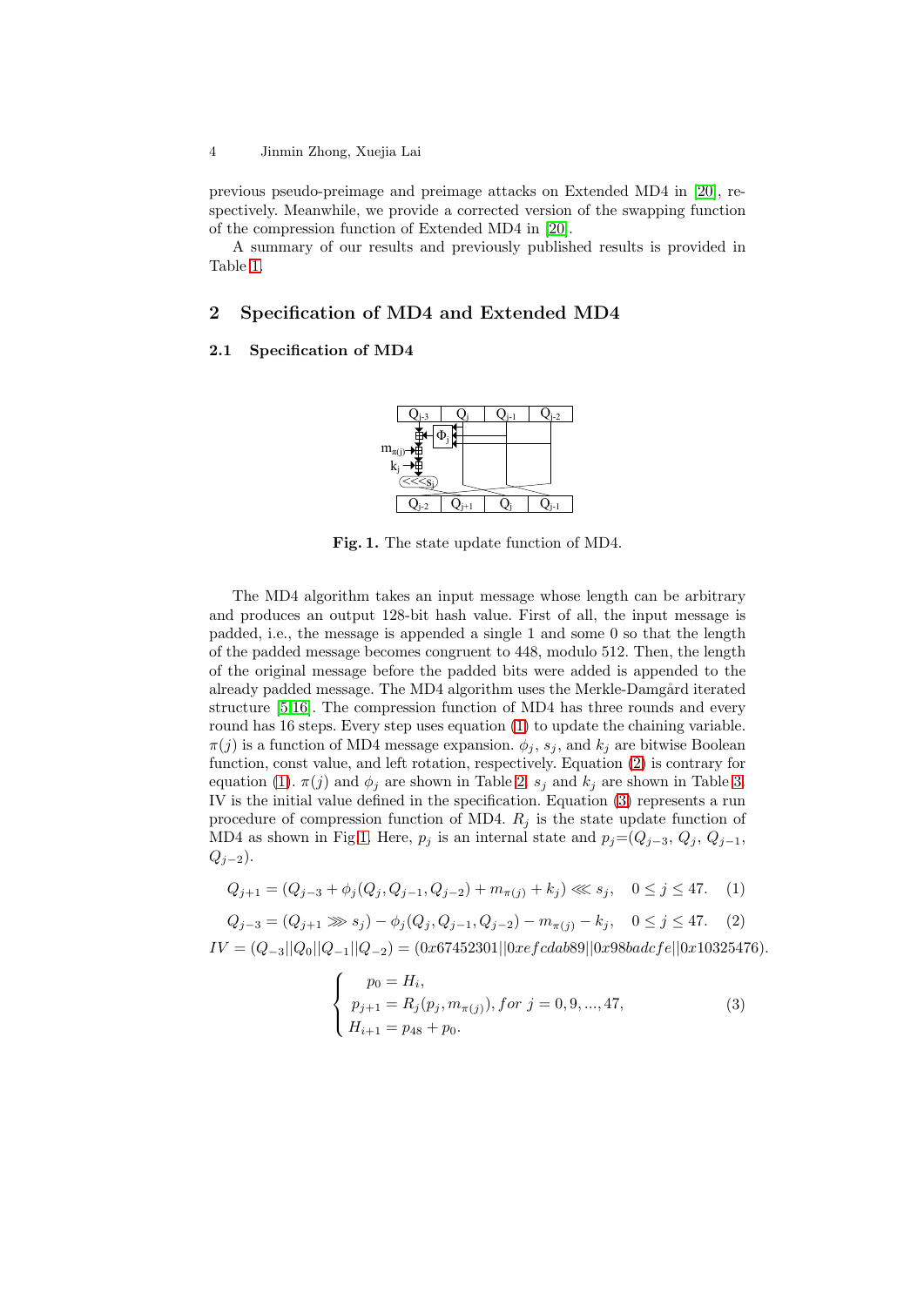previous pseudo-preimage and preimage attacks on Extended MD4 in [20], respectively. Meanwhile, we provide a corrected version of the swapping function of the compression function of Extended MD4 in [20].

A summary of our results and previously published results is provided in Table 1.

## 2 Specification of MD4 and Extended MD4

### 2.1 Specification of MD4

**Fig. 1.** The state update function of MD4.

The MD4 algorithm takes an input message whose length can be arbitrary and produces an output 128-bit hash value. First of all, the input message is padded, i.e., the message is appended a single 1 and some 0 so that the length of the padded message becomes congruent to 448, modulo 512. Then, the length of the original message before the padded bits were added is appended to the already padded message. The MD4 algorithm uses the Merkle-Damgård iterated structure [5,16]. The compression function of MD4 has three rounds and every round has 16 steps. Every step uses equation (1) to update the chaining variable. $\pi(j)$ is a function of MD4 message expansion. $\phi_j$, $s_j$, and $k_j$ are bitwise Boolean function, const value, and left rotation, respectively. Equation (2) is contrary for equation (1). $\pi(j)$ and $\phi_j$ are shown in Table 2. $s_j$ and $k_j$ are shown in Table 3. IV is the initial value defined in the specification. Equation (3) represents a run procedure of compression function of MD4. $R_j$ is the state update function of MD4 as shown in Fig 1. Here, $p_j$ is an internal state and $p_j$=($Q_{j-3}$, $Q_j$, $Q_{j-1}$, $Q_{j-2}$).

$$Q_{j+1} = (Q_{j-3} + \phi_j(Q_j, Q_{j-1}, Q_{j-2}) + m_{\pi(j)} + k_j) \lll s_j, \quad 0 \leq j \leq 47. \quad (1)$$

$$Q_{j-3} = (Q_{j+1} \ggg s_j) - \phi_j(Q_j, Q_{j-1}, Q_{j-2}) - m_{\pi(j)} - k_j, \quad 0 \leq j \leq 47. \quad (2)$$

$$IV = (Q_{-3}||Q_0||Q_{-1}||Q_{-2}) = (0x67452301||0xefcdab89||0x98badcfe||0x10325476).$$

$$\begin{cases} p_0 = H_i, \\ p_{j+1} = R_j(p_j, m_{\pi(j)}), for\ j = 0, 9, ..., 47, \\ H_{i+1} = p_{48} + p_0. \end{cases} \quad (3)$$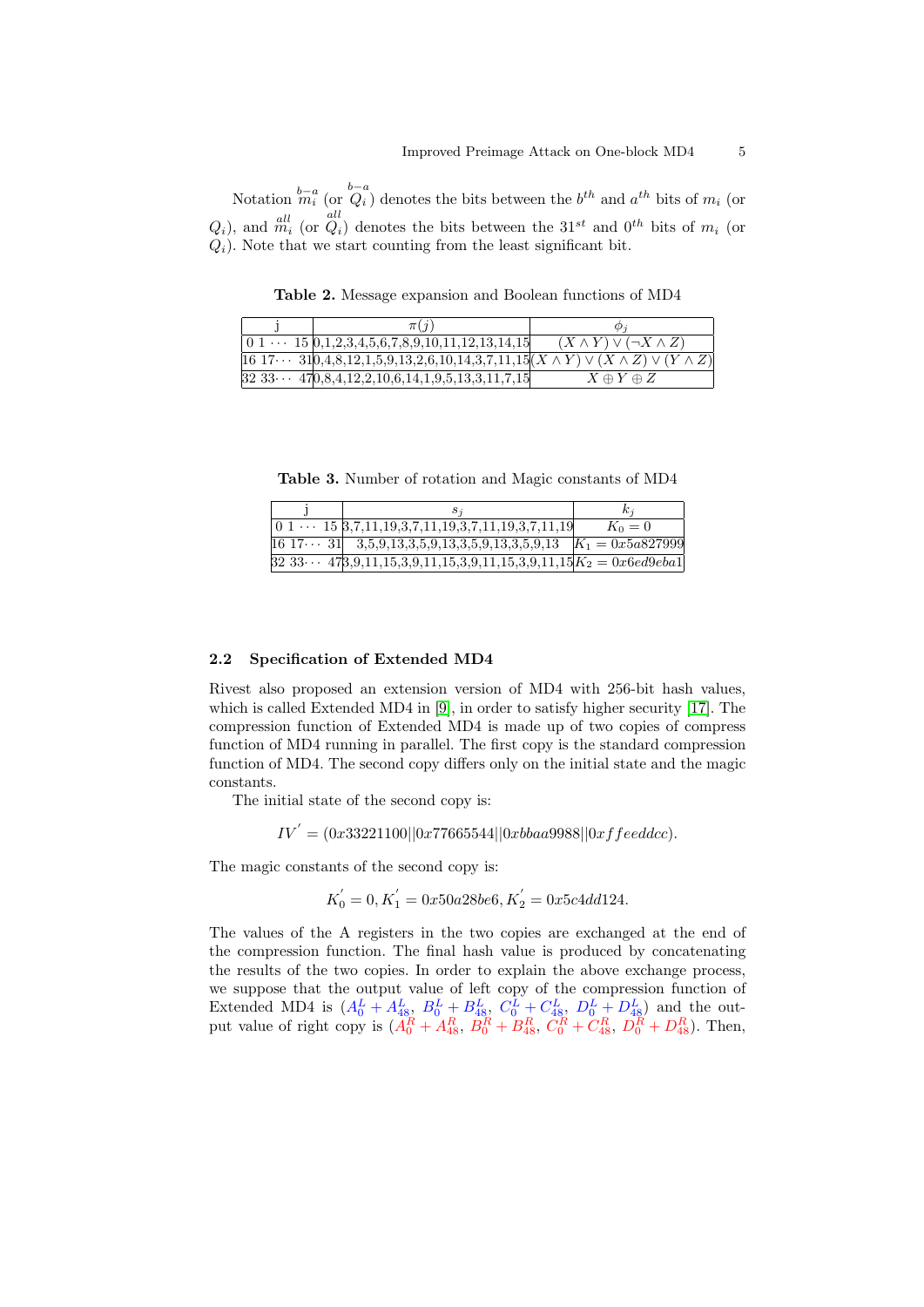Notation $\overset{b-a}{m_i}$ (or $\overset{b-a}{Q_i}$) denotes the bits between the $b^{th}$ and $a^{th}$ bits of $m_i$ (or $Q_i$), and $\overset{all}{m_i}$ (or $\overset{all}{Q_i}$) denotes the bits between the $31^{st}$ and $0^{th}$ bits of $m_i$ (or $Q_i$). Note that we start counting from the least significant bit.

**Table 2.** Message expansion and Boolean functions of MD4

| j | $\pi(j)$ | $\phi_j$ |
|---|---|---|
| $0\ 1\ \cdots\ 15$ | 0,1,2,3,4,5,6,7,8,9,10,11,12,13,14,15 | $(X \wedge Y) \vee (\neg X \wedge Z)$ |
| $16\ 17 \cdots\ 31$ | 0,4,8,12,1,5,9,13,2,6,10,14,3,7,11,15 | $(X \wedge Y) \vee (X \wedge Z) \vee (Y \wedge Z)$ |
| $32\ 33 \cdots\ 47$ | 0,8,4,12,2,10,6,14,1,9,5,13,3,11,7,15 | $X \oplus Y \oplus Z$ |

**Table 3.** Number of rotation and Magic constants of MD4

| j | $s_j$ | $k_j$ |
|---|---|---|
| $0\ 1\ \cdots\ 15$ | 3,7,11,19,3,7,11,19,3,7,11,19,3,7,11,19 | $K_0 = 0$ |
| $16\ 17 \cdots\ 31$ | 3,5,9,13,3,5,9,13,3,5,9,13,3,5,9,13 | $K_1 = 0x5a827999$ |
| $32\ 33 \cdots\ 47$ | 3,9,11,15,3,9,11,15,3,9,11,15,3,9,11,15 | $K_2 = 0x6ed9eba1$ |

### 2.2 Specification of Extended MD4

Rivest also proposed an extension version of MD4 with 256-bit hash values, which is called Extended MD4 in [9], in order to satisfy higher security [17]. The compression function of Extended MD4 is made up of two copies of compress function of MD4 running in parallel. The first copy is the standard compression function of MD4. The second copy differs only on the initial state and the magic constants.

The initial state of the second copy is:

$$IV' = (0x33221100||0x77665544||0xbbaa9988||0xffeeddcc).$$

The magic constants of the second copy is:

$$K_0' = 0, K_1' = 0x50a28be6, K_2' = 0x5c4dd124.$$

The values of the A registers in the two copies are exchanged at the end of the compression function. The final hash value is produced by concatenating the results of the two copies. In order to explain the above exchange process, we suppose that the output value of left copy of the compression function of Extended MD4 is $(A_0^L + A_{48}^L,\ B_0^L + B_{48}^L,\ C_0^L + C_{48}^L,\ D_0^L + D_{48}^L)$ and the output value of right copy is $(A_0^R + A_{48}^R,\ B_0^R + B_{48}^R,\ C_0^R + C_{48}^R,\ D_0^R + D_{48}^R)$. Then,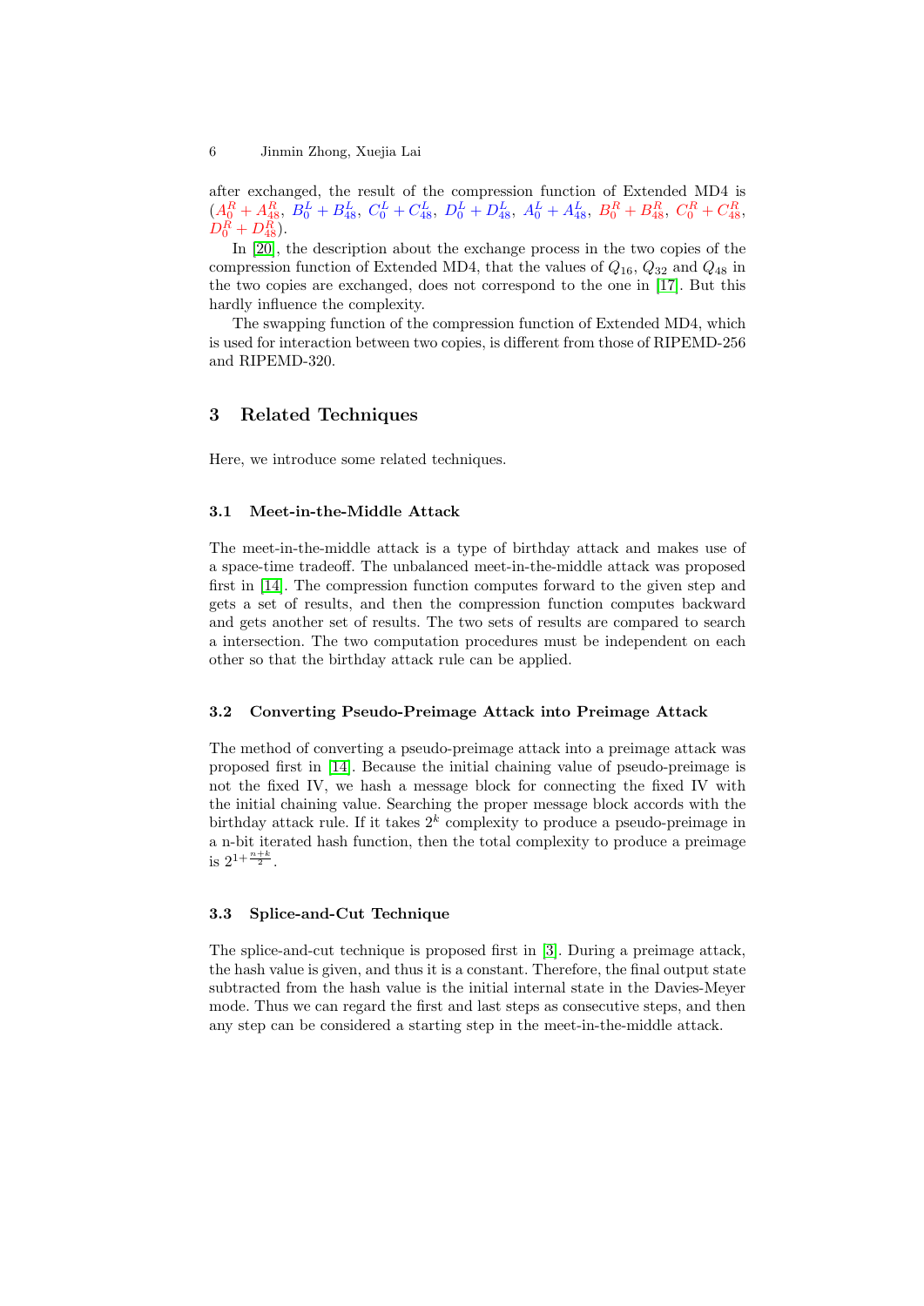after exchanged, the result of the compression function of Extended MD4 is $(A_0^R + A_{48}^R,\ B_0^L + B_{48}^L,\ C_0^L + C_{48}^L,\ D_0^L + D_{48}^L,\ A_0^L + A_{48}^L,\ B_0^R + B_{48}^R,\ C_0^R + C_{48}^R,\ D_0^R + D_{48}^R)$.

In [20], the description about the exchange process in the two copies of the compression function of Extended MD4, that the values of $Q_{16}$, $Q_{32}$ and $Q_{48}$ in the two copies are exchanged, does not correspond to the one in [17]. But this hardly influence the complexity.

The swapping function of the compression function of Extended MD4, which is used for interaction between two copies, is different from those of RIPEMD-256 and RIPEMD-320.

## 3 Related Techniques

Here, we introduce some related techniques.

### 3.1 Meet-in-the-Middle Attack

The meet-in-the-middle attack is a type of birthday attack and makes use of a space-time tradeoff. The unbalanced meet-in-the-middle attack was proposed first in [14]. The compression function computes forward to the given step and gets a set of results, and then the compression function computes backward and gets another set of results. The two sets of results are compared to search a intersection. The two computation procedures must be independent on each other so that the birthday attack rule can be applied.

### 3.2 Converting Pseudo-Preimage Attack into Preimage Attack

The method of converting a pseudo-preimage attack into a preimage attack was proposed first in [14]. Because the initial chaining value of pseudo-preimage is not the fixed IV, we hash a message block for connecting the fixed IV with the initial chaining value. Searching the proper message block accords with the birthday attack rule. If it takes $2^k$ complexity to produce a pseudo-preimage in a n-bit iterated hash function, then the total complexity to produce a preimage is $2^{1+\frac{n+k}{2}}$.

### 3.3 Splice-and-Cut Technique

The splice-and-cut technique is proposed first in [3]. During a preimage attack, the hash value is given, and thus it is a constant. Therefore, the final output state subtracted from the hash value is the initial internal state in the Davies-Meyer mode. Thus we can regard the first and last steps as consecutive steps, and then any step can be considered a starting step in the meet-in-the-middle attack.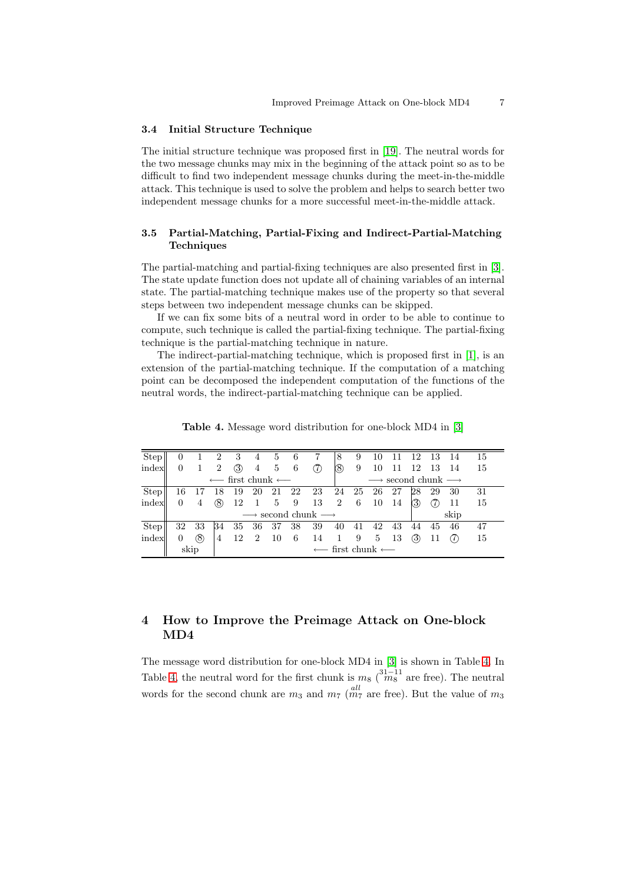### 3.4 Initial Structure Technique

The initial structure technique was proposed first in [19]. The neutral words for the two message chunks may mix in the beginning of the attack point so as to be difficult to find two independent message chunks during the meet-in-the-middle attack. This technique is used to solve the problem and helps to search better two independent message chunks for a more successful meet-in-the-middle attack.

### 3.5 Partial-Matching, Partial-Fixing and Indirect-Partial-Matching Techniques

The partial-matching and partial-fixing techniques are also presented first in [3]. The state update function does not update all of chaining variables of an internal state. The partial-matching technique makes use of the property so that several steps between two independent message chunks can be skipped.

If we can fix some bits of a neutral word in order to be able to continue to compute, such technique is called the partial-fixing technique. The partial-fixing technique is the partial-matching technique in nature.

The indirect-partial-matching technique, which is proposed first in [1], is an extension of the partial-matching technique. If the computation of a matching point can be decomposed the independent computation of the functions of the neutral words, the indirect-partial-matching technique can be applied.

**Table 4.** Message word distribution for one-block MD4 in [3]

| Step | 0 | 1 | 2 | 3 | 4 | 5 | 6 | 7 | 8 | 9 | 10 | 11 | 12 | 13 | 14 | 15 |
|---|---|---|---|---|---|---|---|---|---|---|---|---|---|---|---|---|
| index | 0 | 1 | 2 | ③ | 4 | 5 | 6 | ⑦ | ⑧ | 9 | 10 | 11 | 12 | 13 | 14 | 15 |
| | ⟵ first chunk ⟵ | | | | | | | | ⟶ second chunk ⟶ | | | | | | | |
| Step | 16 | 17 | 18 | 19 | 20 | 21 | 22 | 23 | 24 | 25 | 26 | 27 | 28 | 29 | 30 | 31 |
| index | 0 | 4 | ⑧ | 12 | 1 | 5 | 9 | 13 | 2 | 6 | 10 | 14 | ③ | ⑦ | 11 | 15 |
| | ⟶ second chunk ⟶ | | | | | | | | | | | | skip | | | |
| Step | 32 | 33 | 34 | 35 | 36 | 37 | 38 | 39 | 40 | 41 | 42 | 43 | 44 | 45 | 46 | 47 |
| index | 0 | ⑧ | 4 | 12 | 2 | 10 | 6 | 14 | 1 | 9 | 5 | 13 | ③ | 11 | ⑦ | 15 |
| | skip | | ⟵ first chunk ⟵ | | | | | | | | | | | | | |

## 4 How to Improve the Preimage Attack on One-block MD4

The message word distribution for one-block MD4 in [3] is shown in Table 4. In Table 4, the neutral word for the first chunk is $m_8$ ($\overset{31-11}{m_8}$ are free). The neutral words for the second chunk are $m_3$ and $m_7$ ($\overset{all}{m_7}$ are free). But the value of $m_3$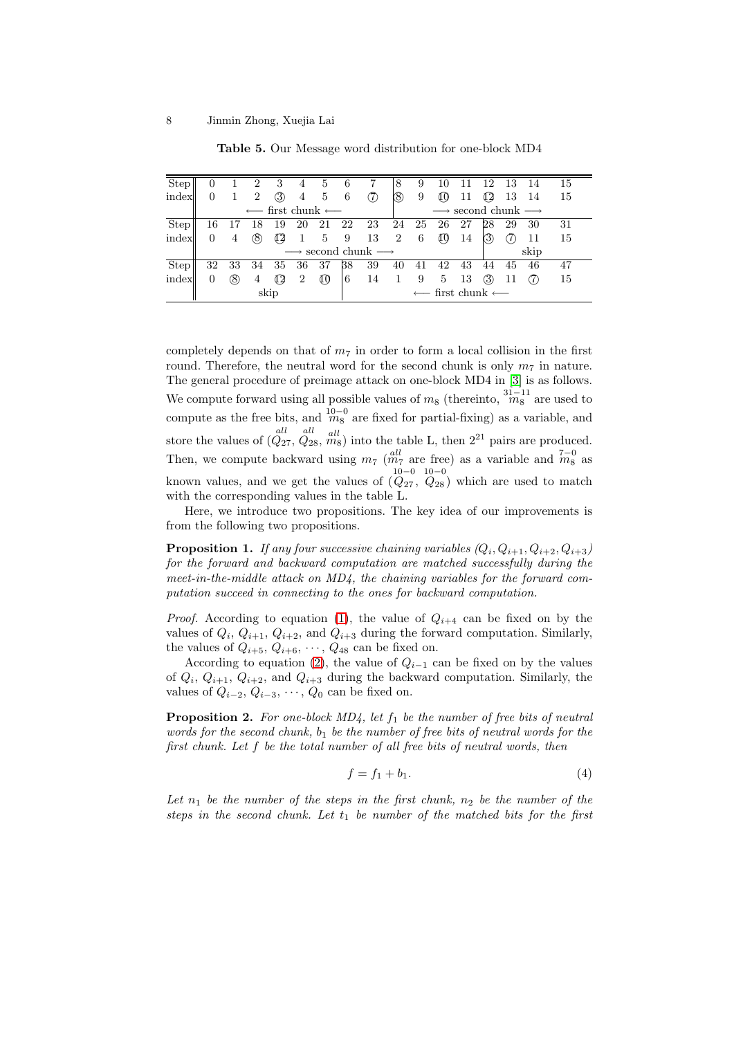**Table 5.** Our Message word distribution for one-block MD4

| Step | 0 | 1 | 2 | 3 | 4 | 5 | 6 | 7 | 8 | 9 | 10 | 11 | 12 | 13 | 14 | 15 |
|---|---|---|---|---|---|---|---|---|---|---|---|---|---|---|---|---|
| index | 0 | 1 | 2 | ③ | 4 | 5 | 6 | ⑦ | ⑧ | 9 | ⑩ | 11 | ⑫ | 13 | 14 | 15 |
| | ⟵ first chunk ⟵ | | | | | | | | ⟶ second chunk ⟶ | | | | | | | |
| Step | 16 | 17 | 18 | 19 | 20 | 21 | 22 | 23 | 24 | 25 | 26 | 27 | 28 | 29 | 30 | 31 |
| index | 0 | 4 | ⑧ | ⑫ | 1 | 5 | 9 | 13 | 2 | 6 | ⑩ | 14 | ③ | ⑦ | 11 | 15 |
| | ⟶ second chunk ⟶ | | | | | | | | | | | | skip | | | |
| Step | 32 | 33 | 34 | 35 | 36 | 37 | 38 | 39 | 40 | 41 | 42 | 43 | 44 | 45 | 46 | 47 |
| index | 0 | ⑧ | 4 | ⑫ | 2 | ⑩ | 6 | 14 | 1 | 9 | 5 | 13 | ③ | 11 | ⑦ | 15 |
| | skip | | | | | | ⟵ first chunk ⟵ | | | | | | | | | |

completely depends on that of $m_7$ in order to form a local collision in the first round. Therefore, the neutral word for the second chunk is only $m_7$ in nature. The general procedure of preimage attack on one-block MD4 in [3] is as follows. We compute forward using all possible values of $m_8$ (thereinto, $\overset{31-11}{m_8}$ are used to compute as the free bits, and $\overset{10-0}{m_8}$ are fixed for partial-fixing) as a variable, and store the values of $(\overset{all}{Q_{27}}, \overset{all}{Q_{28}}, \overset{all}{m_8})$ into the table L, then $2^{21}$ pairs are produced. Then, we compute backward using $m_7$ ($\overset{all}{m_7}$ are free) as a variable and $\overset{7-0}{m_8}$ as known values, and we get the values of $(\overset{10-0}{Q_{27}}, \overset{10-0}{Q_{28}})$ which are used to match with the corresponding values in the table L.

Here, we introduce two propositions. The key idea of our improvements is from the following two propositions.

**Proposition 1.** *If any four successive chaining variables $(Q_i, Q_{i+1}, Q_{i+2}, Q_{i+3})$ for the forward and backward computation are matched successfully during the meet-in-the-middle attack on MD4, the chaining variables for the forward computation succeed in connecting to the ones for backward computation.*

*Proof.* According to equation (1), the value of $Q_{i+4}$ can be fixed on by the values of $Q_i$, $Q_{i+1}$, $Q_{i+2}$, and $Q_{i+3}$ during the forward computation. Similarly, the values of $Q_{i+5}$, $Q_{i+6}$, $\cdots$, $Q_{48}$ can be fixed on.

According to equation (2), the value of $Q_{i-1}$ can be fixed on by the values of $Q_i$, $Q_{i+1}$, $Q_{i+2}$, and $Q_{i+3}$ during the backward computation. Similarly, the values of $Q_{i-2}$, $Q_{i-3}$, $\cdots$, $Q_0$ can be fixed on.

**Proposition 2.** *For one-block MD4, let $f_1$ be the number of free bits of neutral words for the second chunk, $b_1$ be the number of free bits of neutral words for the first chunk. Let $f$ be the total number of all free bits of neutral words, then*

$$f = f_1 + b_1. \tag{4}$$

*Let $n_1$ be the number of the steps in the first chunk, $n_2$ be the number of the steps in the second chunk. Let $t_1$ be number of the matched bits for the first*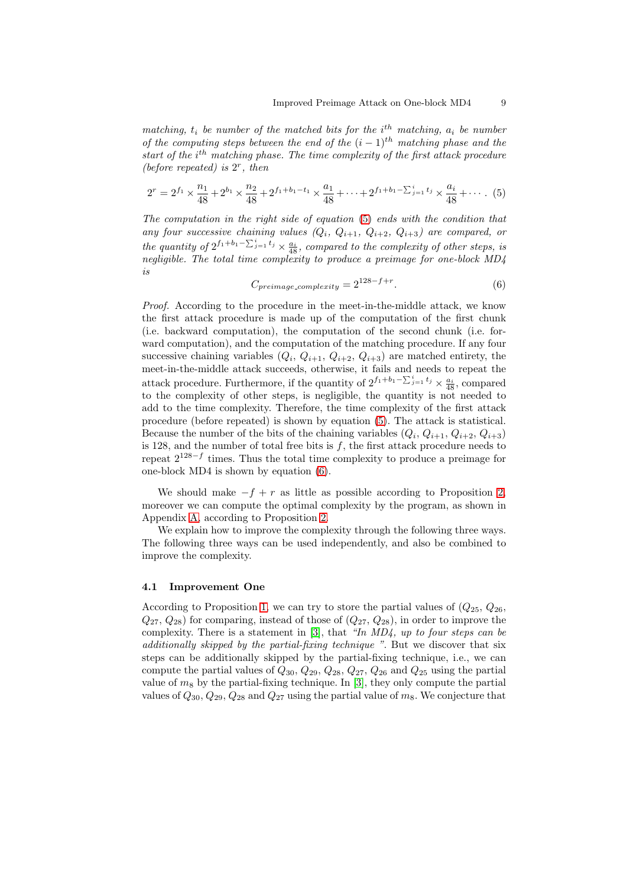*matching, $t_i$ be number of the matched bits for the $i^{th}$ matching, $a_i$ be number of the computing steps between the end of the $(i-1)^{th}$ matching phase and the start of the $i^{th}$ matching phase. The time complexity of the first attack procedure (before repeated) is $2^r$, then*

$$2^r = 2^{f_1} \times \frac{n_1}{48} + 2^{b_1} \times \frac{n_2}{48} + 2^{f_1+b_1-t_1} \times \frac{a_1}{48} + \cdots + 2^{f_1+b_1-\sum_{j=1}^{i} t_j} \times \frac{a_i}{48} + \cdots. \quad (5)$$

*The computation in the right side of equation (5) ends with the condition that any four successive chaining values ($Q_i$, $Q_{i+1}$, $Q_{i+2}$, $Q_{i+3}$) are compared, or the quantity of $2^{f_1+b_1-\sum_{j=1}^{i} t_j} \times \frac{a_i}{48}$, compared to the complexity of other steps, is negligible. The total time complexity to produce a preimage for one-block MD4 is*

$$C_{preimage\_complexity} = 2^{128-f+r}. \quad (6)$$

*Proof.* According to the procedure in the meet-in-the-middle attack, we know the first attack procedure is made up of the computation of the first chunk (i.e. backward computation), the computation of the second chunk (i.e. forward computation), and the computation of the matching procedure. If any four successive chaining variables ($Q_i$, $Q_{i+1}$, $Q_{i+2}$, $Q_{i+3}$) are matched entirety, the meet-in-the-middle attack succeeds, otherwise, it fails and needs to repeat the attack procedure. Furthermore, if the quantity of $2^{f_1+b_1-\sum_{j=1}^{i} t_j} \times \frac{a_i}{48}$, compared to the complexity of other steps, is negligible, the quantity is not needed to add to the time complexity. Therefore, the time complexity of the first attack procedure (before repeated) is shown by equation (5). The attack is statistical. Because the number of the bits of the chaining variables ($Q_i$, $Q_{i+1}$, $Q_{i+2}$, $Q_{i+3}$) is 128, and the number of total free bits is $f$, the first attack procedure needs to repeat $2^{128-f}$ times. Thus the total time complexity to produce a preimage for one-block MD4 is shown by equation (6).

We should make $-f + r$ as little as possible according to Proposition 2, moreover we can compute the optimal complexity by the program, as shown in Appendix A, according to Proposition 2.

We explain how to improve the complexity through the following three ways. The following three ways can be used independently, and also be combined to improve the complexity.

### 4.1 Improvement One

According to Proposition 1, we can try to store the partial values of ($Q_{25}$, $Q_{26}$, $Q_{27}$, $Q_{28}$) for comparing, instead of those of ($Q_{27}$, $Q_{28}$), in order to improve the complexity. There is a statement in [3], that *"In MD4, up to four steps can be additionally skipped by the partial-fixing technique "*. But we discover that six steps can be additionally skipped by the partial-fixing technique, i.e., we can compute the partial values of $Q_{30}$, $Q_{29}$, $Q_{28}$, $Q_{27}$, $Q_{26}$ and $Q_{25}$ using the partial value of $m_8$ by the partial-fixing technique. In [3], they only compute the partial values of $Q_{30}$, $Q_{29}$, $Q_{28}$ and $Q_{27}$ using the partial value of $m_8$. We conjecture that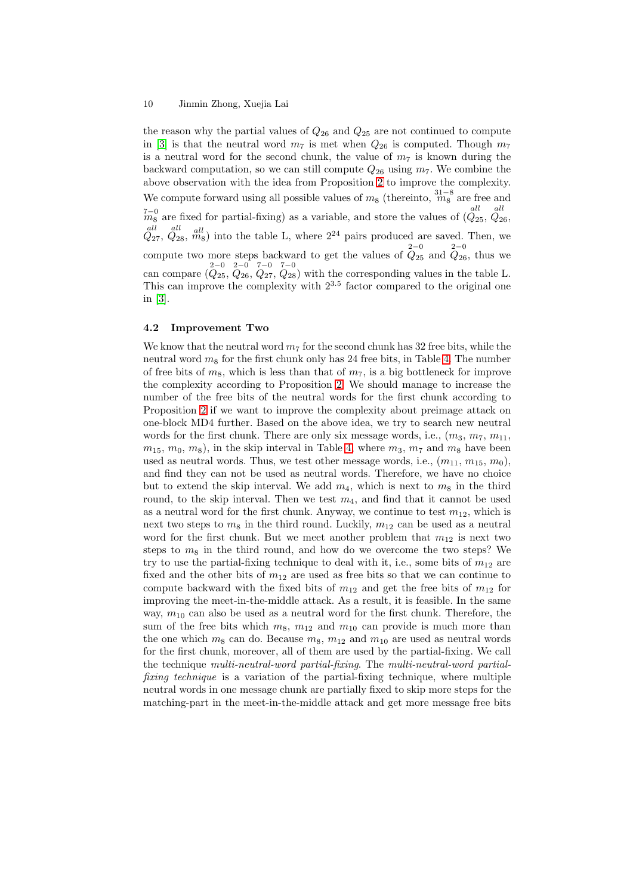the reason why the partial values of $Q_{26}$ and $Q_{25}$ are not continued to compute in [3] is that the neutral word $m_7$ is met when $Q_{26}$ is computed. Though $m_7$ is a neutral word for the second chunk, the value of $m_7$ is known during the backward computation, so we can still compute $Q_{26}$ using $m_7$. We combine the above observation with the idea from Proposition 2 to improve the complexity. We compute forward using all possible values of $m_8$ (thereinto, $\overset{31-8}{m_8}$ are free and $\overset{7-0}{m_8}$ are fixed for partial-fixing) as a variable, and store the values of ($\overset{all}{Q_{25}}$, $\overset{all}{Q_{26}}$, $\overset{all}{Q_{27}}$, $\overset{all}{Q_{28}}$, $\overset{all}{m_8}$) into the table L, where $2^{24}$ pairs produced are saved. Then, we compute two more steps backward to get the values of $\overset{2-0}{Q_{25}}$ and $\overset{2-0}{Q_{26}}$, thus we can compare ($\overset{2-0}{Q_{25}}$, $\overset{2-0}{Q_{26}}$, $\overset{7-0}{Q_{27}}$, $\overset{7-0}{Q_{28}}$) with the corresponding values in the table L. This can improve the complexity with $2^{3.5}$ factor compared to the original one in [3].

### 4.2 Improvement Two

We know that the neutral word $m_7$ for the second chunk has 32 free bits, while the neutral word $m_8$ for the first chunk only has 24 free bits, in Table 4. The number of free bits of $m_8$, which is less than that of $m_7$, is a big bottleneck for improve the complexity according to Proposition 2. We should manage to increase the number of the free bits of the neutral words for the first chunk according to Proposition 2 if we want to improve the complexity about preimage attack on one-block MD4 further. Based on the above idea, we try to search new neutral words for the first chunk. There are only six message words, i.e., ($m_3$, $m_7$, $m_{11}$, $m_{15}$, $m_0$, $m_8$), in the skip interval in Table 4, where $m_3$, $m_7$ and $m_8$ have been used as neutral words. Thus, we test other message words, i.e., ($m_{11}$, $m_{15}$, $m_0$), and find they can not be used as neutral words. Therefore, we have no choice but to extend the skip interval. We add $m_4$, which is next to $m_8$ in the third round, to the skip interval. Then we test $m_4$, and find that it cannot be used as a neutral word for the first chunk. Anyway, we continue to test $m_{12}$, which is next two steps to $m_8$ in the third round. Luckily, $m_{12}$ can be used as a neutral word for the first chunk. But we meet another problem that $m_{12}$ is next two steps to $m_8$ in the third round, and how do we overcome the two steps? We try to use the partial-fixing technique to deal with it, i.e., some bits of $m_{12}$ are fixed and the other bits of $m_{12}$ are used as free bits so that we can continue to compute backward with the fixed bits of $m_{12}$ and get the free bits of $m_{12}$ for improving the meet-in-the-middle attack. As a result, it is feasible. In the same way, $m_{10}$ can also be used as a neutral word for the first chunk. Therefore, the sum of the free bits which $m_8$, $m_{12}$ and $m_{10}$ can provide is much more than the one which $m_8$ can do. Because $m_8$, $m_{12}$ and $m_{10}$ are used as neutral words for the first chunk, moreover, all of them are used by the partial-fixing. We call the technique *multi-neutral-word partial-fixing*. The *multi-neutral-word partial-fixing technique* is a variation of the partial-fixing technique, where multiple neutral words in one message chunk are partially fixed to skip more steps for the matching-part in the meet-in-the-middle attack and get more message free bits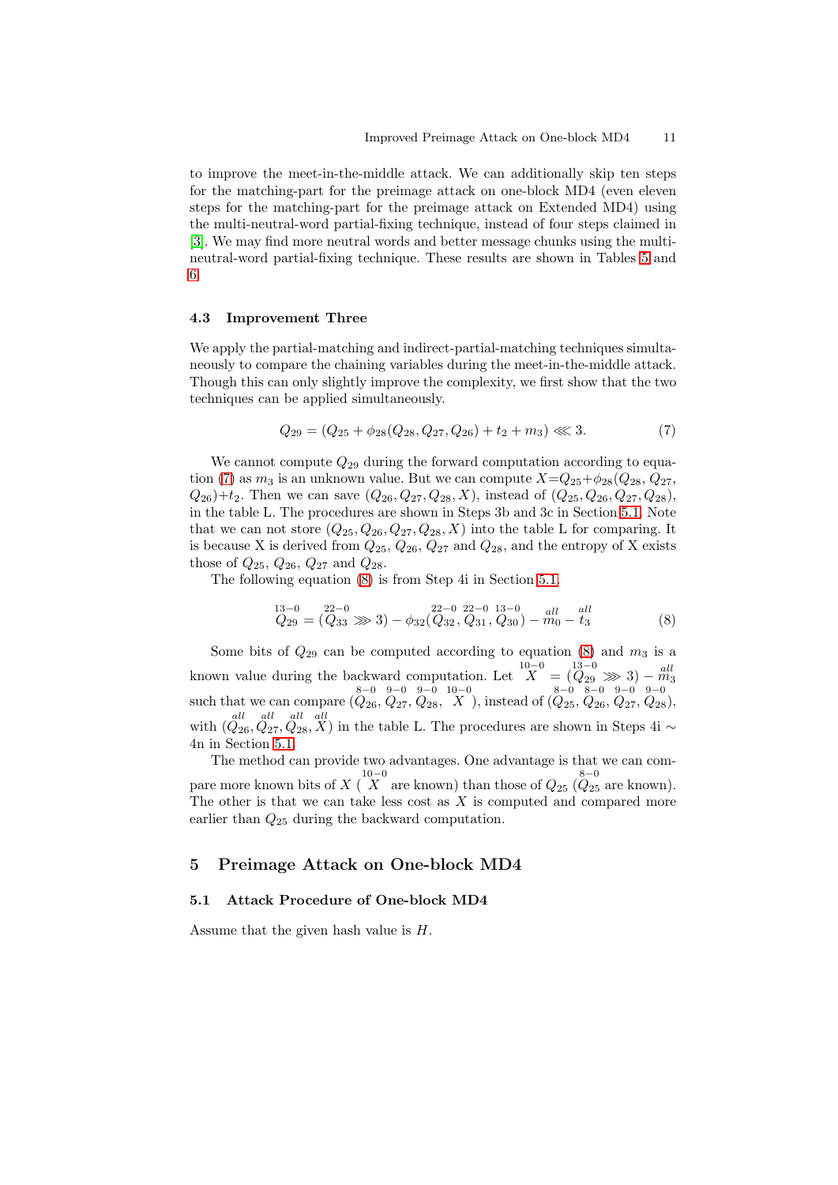to improve the meet-in-the-middle attack. We can additionally skip ten steps for the matching-part for the preimage attack on one-block MD4 (even eleven steps for the matching-part for the preimage attack on Extended MD4) using the multi-neutral-word partial-fixing technique, instead of four steps claimed in [3]. We may find more neutral words and better message chunks using the multi-neutral-word partial-fixing technique. These results are shown in Tables 5 and 6.

### 4.3 Improvement Three

We apply the partial-matching and indirect-partial-matching techniques simultaneously to compare the chaining variables during the meet-in-the-middle attack. Though this can only slightly improve the complexity, we first show that the two techniques can be applied simultaneously.

$$Q_{29} = (Q_{25} + \phi_{28}(Q_{28}, Q_{27}, Q_{26}) + t_2 + m_3) \lll 3. \tag{7}$$

We cannot compute $Q_{29}$ during the forward computation according to equation (7) as $m_3$ is an unknown value. But we can compute $X$=$Q_{25}$+$\phi_{28}(Q_{28}, Q_{27}, Q_{26})$+$t_2$. Then we can save $(Q_{26}, Q_{27}, Q_{28}, X)$, instead of $(Q_{25}, Q_{26}, Q_{27}, Q_{28})$, in the table L. The procedures are shown in Steps 3b and 3c in Section 5.1. Note that we can not store $(Q_{25}, Q_{26}, Q_{27}, Q_{28}, X)$ into the table L for comparing. It is because X is derived from $Q_{25}$, $Q_{26}$, $Q_{27}$ and $Q_{28}$, and the entropy of X exists those of $Q_{25}$, $Q_{26}$, $Q_{27}$ and $Q_{28}$.

The following equation (8) is from Step 4i in Section 5.1.

$$\overset{13-0}{Q_{29}} = (\overset{22-0}{Q_{33}} \ggg 3) - \phi_{32}(\overset{22-0}{Q_{32}}, \overset{22-0}{Q_{31}}, \overset{13-0}{Q_{30}}) - \overset{all}{m_0} - \overset{all}{t_3} \tag{8}$$

Some bits of $Q_{29}$ can be computed according to equation (8) and $m_3$ is a known value during the backward computation. Let $\overset{10-0}{X} = (\overset{13-0}{Q_{29}} \ggg 3) - \overset{all}{m_3}$ such that we can compare $(\overset{8-0}{Q_{26}}, \overset{9-0}{Q_{27}}, \overset{9-0}{Q_{28}}, \overset{10-0}{X})$, instead of $(\overset{8-0}{Q_{25}}, \overset{8-0}{Q_{26}}, \overset{9-0}{Q_{27}}, \overset{9-0}{Q_{28}})$, with $(\overset{all}{Q_{26}}, \overset{all}{Q_{27}}, \overset{all}{Q_{28}}, \overset{all}{X})$ in the table L. The procedures are shown in Steps 4i $\sim$ 4n in Section 5.1.

The method can provide two advantages. One advantage is that we can compare more known bits of $X$ ($\overset{10-0}{X}$ are known) than those of $Q_{25}$ ($\overset{8-0}{Q_{25}}$ are known). The other is that we can take less cost as $X$ is computed and compared more earlier than $Q_{25}$ during the backward computation.

## 5 Preimage Attack on One-block MD4

### 5.1 Attack Procedure of One-block MD4

Assume that the given hash value is $H$.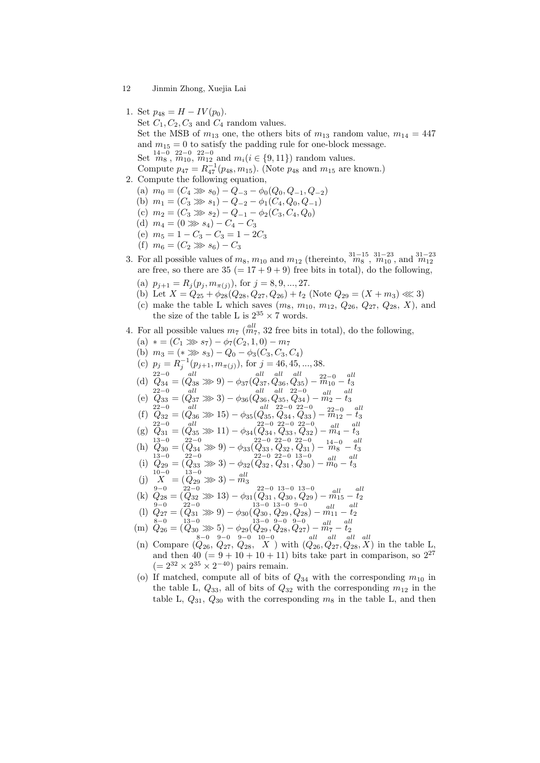1. Set $p_{48} = H - IV(p_0)$.
   Set $C_1, C_2, C_3$ and $C_4$ random values.
   Set the MSB of $m_{13}$ one, the others bits of $m_{13}$ random value, $m_{14} = 447$ and $m_{15} = 0$ to satisfy the padding rule for one-block message.
   Set $\overset{14-0}{m_8}$, $\overset{22-0}{m_{10}}$, $\overset{22-0}{m_{12}}$ and $m_i (i \in \{9, 11\})$ random values.
   Compute $p_{47} = R_{47}^{-1}(p_{48}, m_{15})$. (Note $p_{48}$ and $m_{15}$ are known.)
2. Compute the following equation,
   (a) $m_0 = (C_4 \ggg s_0) - Q_{-3} - \phi_0(Q_0, Q_{-1}, Q_{-2})$
   (b) $m_1 = (C_3 \ggg s_1) - Q_{-2} - \phi_1(C_4, Q_0, Q_{-1})$
   (c) $m_2 = (C_3 \ggg s_2) - Q_{-1} - \phi_2(C_3, C_4, Q_0)$
   (d) $m_4 = (0 \ggg s_4) - C_4 - C_3$
   (e) $m_5 = 1 - C_3 - C_3 = 1 - 2C_3$
   (f) $m_6 = (C_2 \ggg s_6) - C_3$
3. For all possible values of $m_8$, $m_{10}$ and $m_{12}$ (thereinto, $\overset{31-15}{m_8}$, $\overset{31-23}{m_{10}}$, and $\overset{31-23}{m_{12}}$ are free, so there are $35 \,(= 17 + 9 + 9)$ free bits in total), do the following,
   (a) $p_{j+1} = R_j(p_j, m_{\pi(j)})$, for $j = 8, 9, ..., 27$.
   (b) Let $X = Q_{25} + \phi_{28}(Q_{28}, Q_{27}, Q_{26}) + t_2$ (Note $Q_{29} = (X + m_3) \lll 3$)
   (c) make the table L which saves ($m_8$, $m_{10}$, $m_{12}$, $Q_{26}$, $Q_{27}$, $Q_{28}$, $X$), and the size of the table L is $2^{35} \times 7$ words.
4. For all possible values $m_7$ ($\overset{all}{m_7}$, 32 free bits in total), do the following,
   (a) $* = (C_1 \ggg s_7) - \phi_7(C_2, 1, 0) - m_7$
   (b) $m_3 = (* \ggg s_3) - Q_0 - \phi_3(C_3, C_3, C_4)$
   (c) $p_j = R_j^{-1}(p_{j+1}, m_{\pi(j)})$, for $j = 46, 45, ..., 38$.
   (d) $\overset{22-0}{Q_{34}} = (\overset{all}{Q_{38}} \ggg 9) - \phi_{37}(\overset{all}{Q_{37}}, \overset{all}{Q_{36}}, \overset{all}{Q_{35}}) - \overset{22-0}{m_{10}} - \overset{all}{t_3}$
   (e) $\overset{22-0}{Q_{33}} = (\overset{all}{Q_{37}} \ggg 3) - \phi_{36}(\overset{all}{Q_{36}}, \overset{all}{Q_{35}}, \overset{22-0}{Q_{34}}) - \overset{all}{m_2} - \overset{all}{t_3}$
   (f) $\overset{22-0}{Q_{32}} = (\overset{all}{Q_{36}} \ggg 15) - \phi_{35}(\overset{all}{Q_{35}}, \overset{22-0}{Q_{34}}, \overset{22-0}{Q_{33}}) - \overset{22-0}{m_{12}} - \overset{all}{t_3}$
   (g) $\overset{22-0}{Q_{31}} = (\overset{all}{Q_{35}} \ggg 11) - \phi_{34}(\overset{22-0}{Q_{34}}, \overset{22-0}{Q_{33}}, \overset{22-0}{Q_{32}}) - \overset{all}{m_4} - \overset{all}{t_3}$
   (h) $\overset{13-0}{Q_{30}} = (\overset{22-0}{Q_{34}} \ggg 9) - \phi_{33}(\overset{22-0}{Q_{33}}, \overset{22-0}{Q_{32}}, \overset{22-0}{Q_{31}}) - \overset{14-0}{m_8} - \overset{all}{t_3}$
   (i) $\overset{13-0}{Q_{29}} = (\overset{22-0}{Q_{33}} \ggg 3) - \phi_{32}(\overset{22-0}{Q_{32}}, \overset{22-0}{Q_{31}}, \overset{13-0}{Q_{30}}) - \overset{all}{m_0} - \overset{all}{t_3}$
   (j) $\overset{10-0}{X} = (\overset{13-0}{Q_{29}} \ggg 3) - \overset{all}{m_3}$
   (k) $\overset{9-0}{Q_{28}} = (\overset{22-0}{Q_{32}} \ggg 13) - \phi_{31}(\overset{22-0}{Q_{31}}, \overset{13-0}{Q_{30}}, \overset{13-0}{Q_{29}}) - \overset{all}{m_{15}} - \overset{all}{t_2}$
   (l) $\overset{9-0}{Q_{27}} = (\overset{22-0}{Q_{31}} \ggg 9) - \phi_{30}(\overset{13-0}{Q_{30}}, \overset{13-0}{Q_{29}}, \overset{9-0}{Q_{28}}) - \overset{all}{m_{11}} - \overset{all}{t_2}$
   (m) $\overset{8-0}{Q_{26}} = (\overset{13-0}{Q_{30}} \ggg 5) - \phi_{29}(\overset{13-0}{Q_{29}}, \overset{9-0}{Q_{28}}, \overset{9-0}{Q_{27}}) - \overset{all}{m_7} - \overset{all}{t_2}$
   (n) Compare $(\overset{8-0}{Q_{26}}, \overset{9-0}{Q_{27}}, \overset{9-0}{Q_{28}}, \overset{10-0}{X})$ with $(\overset{all}{Q_{26}}, \overset{all}{Q_{27}}, \overset{all}{Q_{28}}, \overset{all}{X})$ in the table L, and then $40 \,(= 9 + 10 + 10 + 11)$ bits take part in comparison, so $2^{27}$ $(= 2^{32} \times 2^{35} \times 2^{-40})$ pairs remain.
   (o) If matched, compute all of bits of $Q_{34}$ with the corresponding $m_{10}$ in the table L, $Q_{33}$, all of bits of $Q_{32}$ with the corresponding $m_{12}$ in the table L, $Q_{31}$, $Q_{30}$ with the corresponding $m_8$ in the table L, and then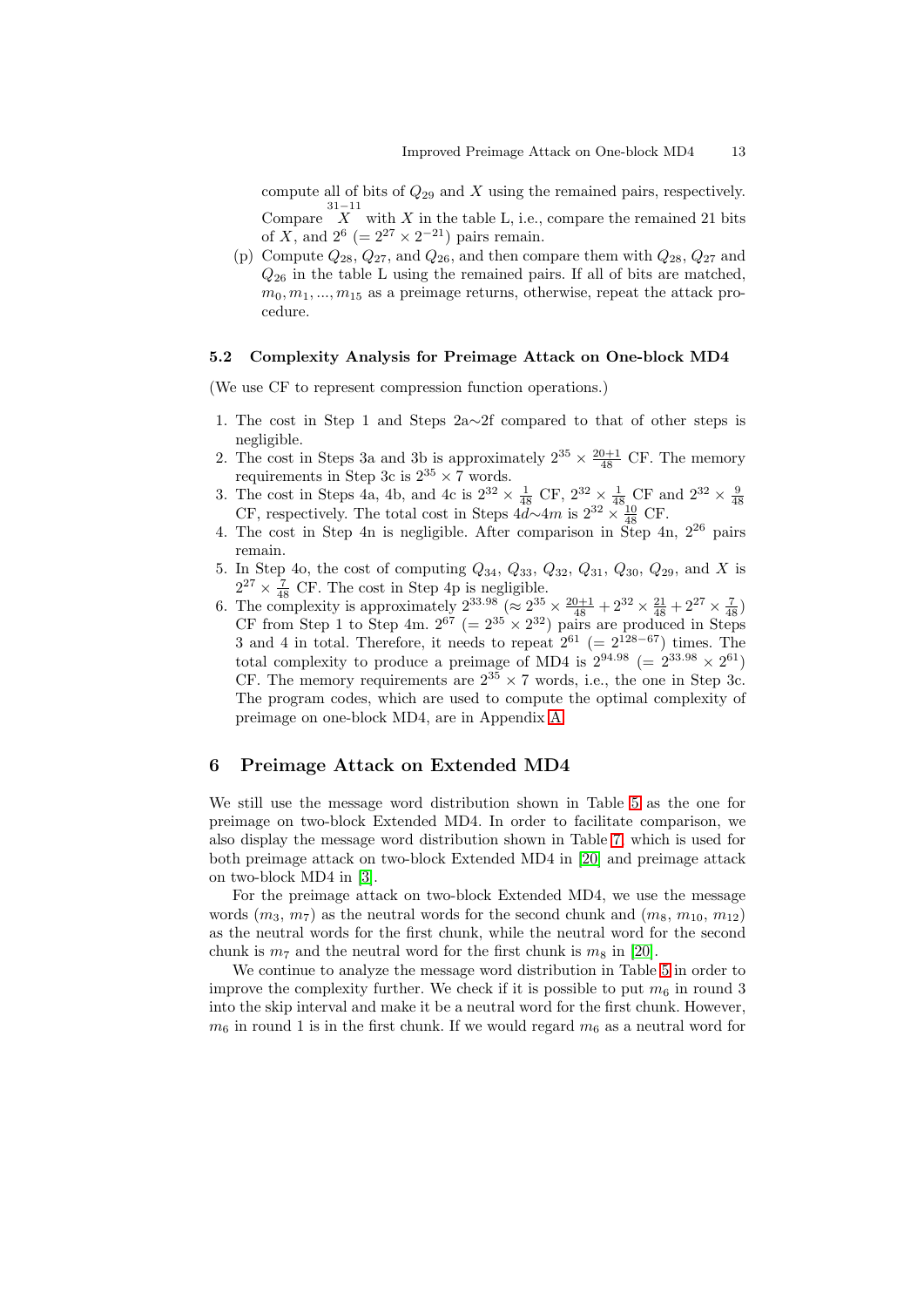compute all of bits of $Q_{29}$ and $X$ using the remained pairs, respectively. Compare $\overset{31-11}{X}$ with $X$ in the table L, i.e., compare the remained 21 bits of $X$, and $2^6$ $(= 2^{27} \times 2^{-21})$ pairs remain.

(p) Compute $Q_{28}$, $Q_{27}$, and $Q_{26}$, and then compare them with $Q_{28}$, $Q_{27}$ and $Q_{26}$ in the table L using the remained pairs. If all of bits are matched, $m_0, m_1, ..., m_{15}$ as a preimage returns, otherwise, repeat the attack procedure.

### 5.2 Complexity Analysis for Preimage Attack on One-block MD4

(We use CF to represent compression function operations.)

1. The cost in Step 1 and Steps 2a∼2f compared to that of other steps is negligible.
2. The cost in Steps 3a and 3b is approximately $2^{35} \times \frac{20+1}{48}$ CF. The memory requirements in Step 3c is $2^{35} \times 7$ words.
3. The cost in Steps 4a, 4b, and 4c is $2^{32} \times \frac{1}{48}$ CF, $2^{32} \times \frac{1}{48}$ CF and $2^{32} \times \frac{9}{48}$ CF, respectively. The total cost in Steps 4d∼4m is $2^{32} \times \frac{10}{48}$ CF.
4. The cost in Step 4n is negligible. After comparison in Step 4n, $2^{26}$ pairs remain.
5. In Step 4o, the cost of computing $Q_{34}$, $Q_{33}$, $Q_{32}$, $Q_{31}$, $Q_{30}$, $Q_{29}$, and $X$ is $2^{27} \times \frac{7}{48}$ CF. The cost in Step 4p is negligible.
6. The complexity is approximately $2^{33.98}$ $(\approx 2^{35} \times \frac{20+1}{48} + 2^{32} \times \frac{21}{48} + 2^{27} \times \frac{7}{48})$ CF from Step 1 to Step 4m. $2^{67}$ $(= 2^{35} \times 2^{32})$ pairs are produced in Steps 3 and 4 in total. Therefore, it needs to repeat $2^{61}$ $(= 2^{128-67})$ times. The total complexity to produce a preimage of MD4 is $2^{94.98}$ $(= 2^{33.98} \times 2^{61})$ CF. The memory requirements are $2^{35} \times 7$ words, i.e., the one in Step 3c. The program codes, which are used to compute the optimal complexity of preimage on one-block MD4, are in Appendix A.

## 6 Preimage Attack on Extended MD4

We still use the message word distribution shown in Table 5 as the one for preimage on two-block Extended MD4. In order to facilitate comparison, we also display the message word distribution shown in Table 7, which is used for both preimage attack on two-block Extended MD4 in [20] and preimage attack on two-block MD4 in [3].

For the preimage attack on two-block Extended MD4, we use the message words $(m_3, m_7)$ as the neutral words for the second chunk and $(m_8, m_{10}, m_{12})$ as the neutral words for the first chunk, while the neutral word for the second chunk is $m_7$ and the neutral word for the first chunk is $m_8$ in [20].

We continue to analyze the message word distribution in Table 5 in order to improve the complexity further. We check if it is possible to put $m_6$ in round 3 into the skip interval and make it be a neutral word for the first chunk. However, $m_6$ in round 1 is in the first chunk. If we would regard $m_6$ as a neutral word for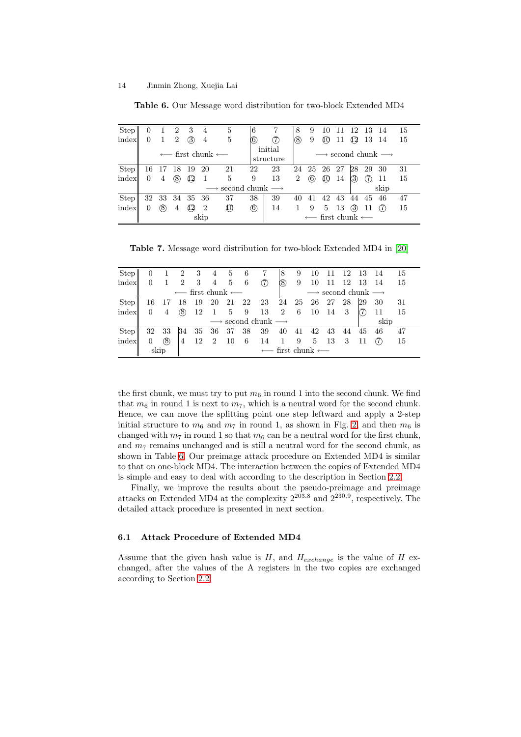**Table 6.** Our Message word distribution for two-block Extended MD4

| Step | 0 | 1 | 2 | 3 | 4 | 5 | 6 | 7 | 8 | 9 | 10 | 11 | 12 | 13 | 14 | 15 |
|---|---|---|---|---|---|---|---|---|---|---|---|---|---|---|---|---|
| index | 0 | 1 | 2 | ③ | 4 | 5 | ⑥ | ⑦ | ⑧ | 9 | ⑩ | 11 | ⑫ | 13 | 14 | 15 |
| | ⟵ first chunk ⟵ | | | | | | initial structure | | ⟶ second chunk ⟶ | | | | | | | |
| Step | 16 | 17 | 18 | 19 | 20 | 21 | 22 | 23 | 24 | 25 | 26 | 27 | 28 | 29 | 30 | 31 |
| index | 0 | 4 | ⑧ | ⑫ | 1 | 5 | 9 | 13 | 2 | ⑥ | ⑩ | 14 | ③ | ⑦ | 11 | 15 |
| | ⟶ second chunk ⟶ | | | | | | | | | | | | skip | | | |
| Step | 32 | 33 | 34 | 35 | 36 | 37 | 38 | 39 | 40 | 41 | 42 | 43 | 44 | 45 | 46 | 47 |
| index | 0 | ⑧ | 4 | ⑫ | 2 | ⑩ | ⑥ | 14 | 1 | 9 | 5 | 13 | ③ | 11 | ⑦ | 15 |
| | skip | | | | | | | ⟵ first chunk ⟵ | | | | | | | | |

**Table 7.** Message word distribution for two-block Extended MD4 in [20]

| Step | 0 | 1 | 2 | 3 | 4 | 5 | 6 | 7 | 8 | 9 | 10 | 11 | 12 | 13 | 14 | 15 |
|---|---|---|---|---|---|---|---|---|---|---|---|---|---|---|---|---|
| index | 0 | 1 | 2 | 3 | 4 | 5 | 6 | ⑦ | ⑧ | 9 | 10 | 11 | 12 | 13 | 14 | 15 |
| | ⟵ first chunk ⟵ | | | | | | | | ⟶ second chunk ⟶ | | | | | | | |
| Step | 16 | 17 | 18 | 19 | 20 | 21 | 22 | 23 | 24 | 25 | 26 | 27 | 28 | 29 | 30 | 31 |
| index | 0 | 4 | ⑧ | 12 | 1 | 5 | 9 | 13 | 2 | 6 | 10 | 14 | 3 | ⑦ | 11 | 15 |
| | ⟶ second chunk ⟶ | | | | | | | | | | | | | skip | | |
| Step | 32 | 33 | 34 | 35 | 36 | 37 | 38 | 39 | 40 | 41 | 42 | 43 | 44 | 45 | 46 | 47 |
| index | 0 | ⑧ | 4 | 12 | 2 | 10 | 6 | 14 | 1 | 9 | 5 | 13 | 3 | 11 | ⑦ | 15 |
| | skip | | ⟵ first chunk ⟵ | | | | | | | | | | | | | |

the first chunk, we must try to put $m_6$ in round 1 into the second chunk. We find that $m_6$ in round 1 is next to $m_7$, which is a neutral word for the second chunk. Hence, we can move the splitting point one step leftward and apply a 2-step initial structure to $m_6$ and $m_7$ in round 1, as shown in Fig. 2, and then $m_6$ is changed with $m_7$ in round 1 so that $m_6$ can be a neutral word for the first chunk, and $m_7$ remains unchanged and is still a neutral word for the second chunk, as shown in Table 6. Our preimage attack procedure on Extended MD4 is similar to that on one-block MD4. The interaction between the copies of Extended MD4 is simple and easy to deal with according to the description in Section 2.2.

Finally, we improve the results about the pseudo-preimage and preimage attacks on Extended MD4 at the complexity $2^{203.8}$ and $2^{230.9}$, respectively. The detailed attack procedure is presented in next section.

### 6.1 Attack Procedure of Extended MD4

Assume that the given hash value is $H$, and $H_{exchange}$ is the value of $H$ exchanged, after the values of the A registers in the two copies are exchanged according to Section 2.2.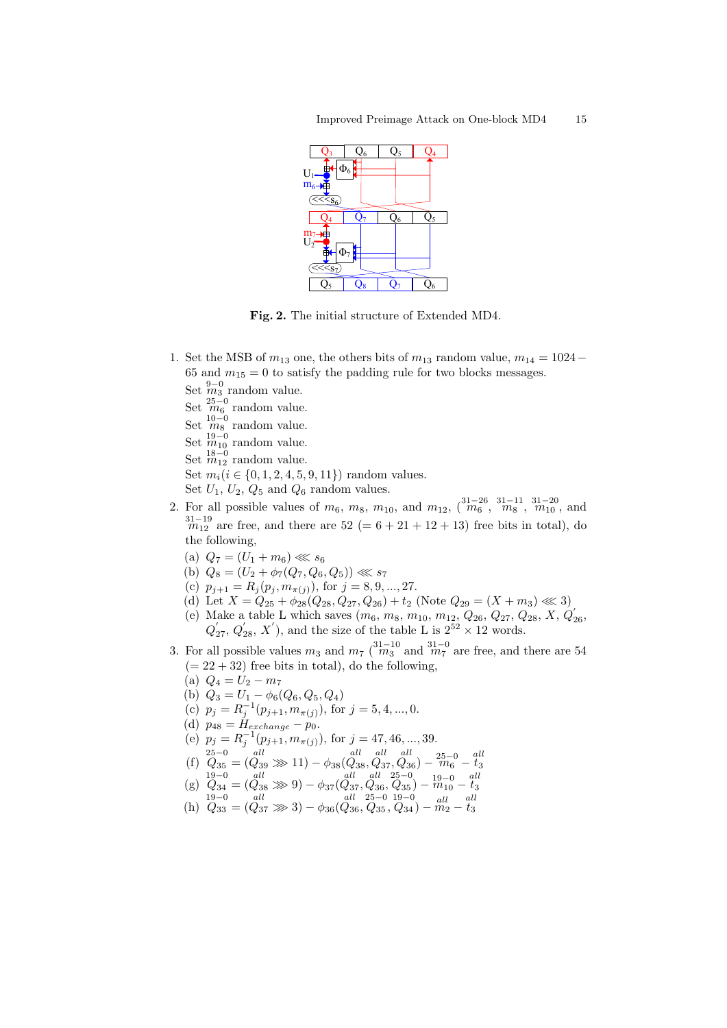**Fig. 2.** The initial structure of Extended MD4.

1. Set the MSB of $m_{13}$ one, the others bits of $m_{13}$ random value, $m_{14} = 1024 - 65$ and $m_{15} = 0$ to satisfy the padding rule for two blocks messages.
   Set $\overset{9-0}{m_3}$ random value.
   Set $\overset{25-0}{m_6}$ random value.
   Set $\overset{10-0}{m_8}$ random value.
   Set $\overset{19-0}{m_{10}}$ random value.
   Set $\overset{18-0}{m_{12}}$ random value.
   Set $m_i (i \in \{0, 1, 2, 4, 5, 9, 11\})$ random values.
   Set $U_1$, $U_2$, $Q_5$ and $Q_6$ random values.
2. For all possible values of $m_6$, $m_8$, $m_{10}$, and $m_{12}$, ($\overset{31-26}{m_6}$, $\overset{31-11}{m_8}$, $\overset{31-20}{m_{10}}$, and $\overset{31-19}{m_{12}}$ are free, and there are 52 ($= 6 + 21 + 12 + 13$) free bits in total), do the following,
   (a) $Q_7 = (U_1 + m_6) \lll s_6$
   (b) $Q_8 = (U_2 + \phi_7(Q_7, Q_6, Q_5)) \lll s_7$
   (c) $p_{j+1} = R_j(p_j, m_{\pi(j)})$, for $j = 8, 9, ..., 27$.
   (d) Let $X = Q_{25} + \phi_{28}(Q_{28}, Q_{27}, Q_{26}) + t_2$ (Note $Q_{29} = (X + m_3) \lll 3$)
   (e) Make a table L which saves ($m_6$, $m_8$, $m_{10}$, $m_{12}$, $Q_{26}$, $Q_{27}$, $Q_{28}$, $X$, $Q_{26}^{'}$, $Q_{27}^{'}$, $Q_{28}^{'}$, $X^{'}$), and the size of the table L is $2^{52} \times 12$ words.
3. For all possible values $m_3$ and $m_7$ ($\overset{31-10}{m_3}$ and $\overset{31-0}{m_7}$ are free, and there are 54 ($= 22 + 32$) free bits in total), do the following,
   (a) $Q_4 = U_2 - m_7$
   (b) $Q_3 = U_1 - \phi_6(Q_6, Q_5, Q_4)$
   (c) $p_j = R_j^{-1}(p_{j+1}, m_{\pi(j)})$, for $j = 5, 4, ..., 0$.
   (d) $p_{48} = H_{exchange} - p_0$.
   (e) $p_j = R_j^{-1}(p_{j+1}, m_{\pi(j)})$, for $j = 47, 46, ..., 39$.
   (f) $\overset{25-0}{Q_{35}} = (\overset{all}{Q_{39}} \ggg 11) - \phi_{38}(\overset{all}{Q_{38}}, \overset{all}{Q_{37}}, \overset{all}{Q_{36}}) - \overset{25-0}{m_6} - \overset{all}{t_3}$
   (g) $\overset{19-0}{Q_{34}} = (\overset{all}{Q_{38}} \ggg 9) - \phi_{37}(\overset{all}{Q_{37}}, \overset{all}{Q_{36}}, \overset{25-0}{Q_{35}}) - \overset{19-0}{m_{10}} - \overset{all}{t_3}$
   (h) $\overset{19-0}{Q_{33}} = (\overset{all}{Q_{37}} \ggg 3) - \phi_{36}(\overset{all}{Q_{36}}, \overset{25-0}{Q_{35}}, \overset{19-0}{Q_{34}}) - \overset{all}{m_2} - \overset{all}{t_3}$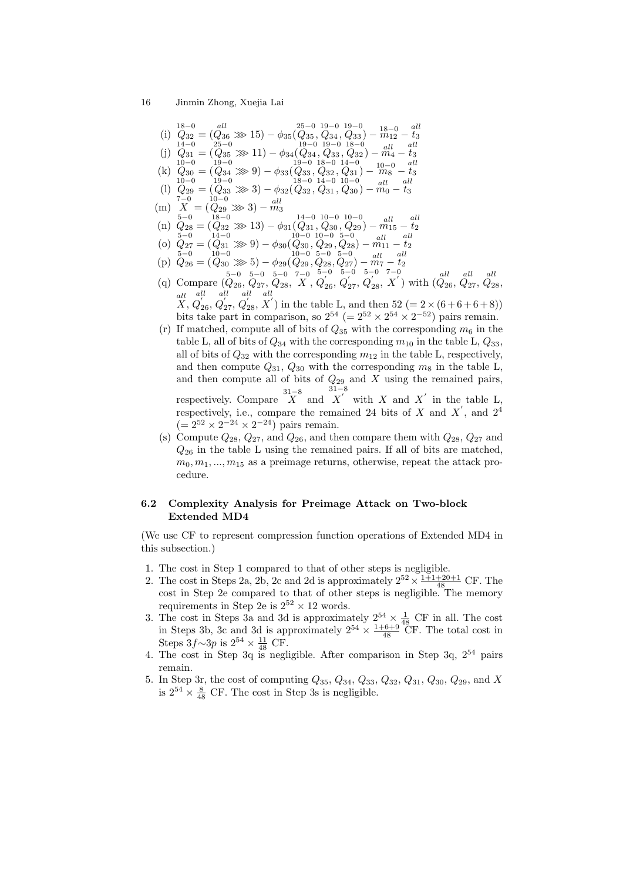(i) $\overset{18-0}{Q_{32}} = (\overset{all}{Q_{36}} \ggg 15) - \phi_{35}(\overset{25-0}{Q_{35}}, \overset{19-0}{Q_{34}}, \overset{19-0}{Q_{33}}) - \overset{18-0}{m_{12}} - \overset{all}{t_3}$

(j) $\overset{14-0}{Q_{31}} = (\overset{25-0}{Q_{35}} \ggg 11) - \phi_{34}(\overset{19-0}{Q_{34}}, \overset{19-0}{Q_{33}}, \overset{18-0}{Q_{32}}) - \overset{all}{m_4} - \overset{all}{t_3}$

(k) $\overset{10-0}{Q_{30}} = (\overset{19-0}{Q_{34}} \ggg 9) - \phi_{33}(\overset{19-0}{Q_{33}}, \overset{18-0}{Q_{32}}, \overset{14-0}{Q_{31}}) - \overset{10-0}{m_8} - \overset{all}{t_3}$

(l) $\overset{10-0}{Q_{29}} = (\overset{19-0}{Q_{33}} \ggg 3) - \phi_{32}(\overset{18-0}{Q_{32}}, \overset{14-0}{Q_{31}}, \overset{10-0}{Q_{30}}) - \overset{all}{m_0} - \overset{all}{t_3}$

(m) $\overset{7-0}{X} = (\overset{10-0}{Q_{29}} \ggg 3) - \overset{all}{m_3}$

(n) $\overset{5-0}{Q_{28}} = (\overset{18-0}{Q_{32}} \ggg 13) - \phi_{31}(\overset{14-0}{Q_{31}}, \overset{10-0}{Q_{30}}, \overset{10-0}{Q_{29}}) - \overset{all}{m_{15}} - \overset{all}{t_2}$

(o) $\overset{5-0}{Q_{27}} = (\overset{14-0}{Q_{31}} \ggg 9) - \phi_{30}(\overset{10-0}{Q_{30}}, \overset{10-0}{Q_{29}}, \overset{5-0}{Q_{28}}) - \overset{all}{m_{11}} - \overset{all}{t_2}$

(p) $\overset{5-0}{Q_{26}} = (\overset{10-0}{Q_{30}} \ggg 5) - \phi_{29}(\overset{10-0}{Q_{29}}, \overset{5-0}{Q_{28}}, \overset{5-0}{Q_{27}}) - \overset{all}{m_7} - \overset{all}{t_2}$

(q) Compare $(\overset{5-0}{Q_{26}}, \overset{5-0}{Q_{27}}, \overset{5-0}{Q_{28}}, \overset{7-0}{X}, \overset{5-0}{Q_{26}^{'}}, \overset{5-0}{Q_{27}^{'}}, \overset{5-0}{Q_{28}^{'}}, \overset{7-0}{X^{'}})$ with $(\overset{all}{Q_{26}}, \overset{all}{Q_{27}}, \overset{all}{Q_{28}}, \overset{all}{X}, \overset{all}{Q_{26}^{'}}, \overset{all}{Q_{27}^{'}}, \overset{all}{Q_{28}^{'}}, \overset{all}{X^{'}})$ in the table L, and then 52 $(= 2 \times (6+6+6+8))$ bits take part in comparison, so $2^{54}$ $(= 2^{52} \times 2^{54} \times 2^{-52})$ pairs remain.

(r) If matched, compute all of bits of $Q_{35}$ with the corresponding $m_6$ in the table L, all of bits of $Q_{34}$ with the corresponding $m_{10}$ in the table L, $Q_{33}$, all of bits of $Q_{32}$ with the corresponding $m_{12}$ in the table L, respectively, and then compute $Q_{31}$, $Q_{30}$ with the corresponding $m_8$ in the table L, and then compute all of bits of $Q_{29}$ and $X$ using the remained pairs, respectively. Compare $\overset{31-8}{X}$ and $\overset{31-8}{X^{'}}$ with $X$ and $X^{'}$ in the table L, respectively, i.e., compare the remained 24 bits of $X$ and $X^{'}$, and $2^4$ $(= 2^{52} \times 2^{-24} \times 2^{-24})$ pairs remain.

(s) Compute $Q_{28}$, $Q_{27}$, and $Q_{26}$, and then compare them with $Q_{28}$, $Q_{27}$ and $Q_{26}$ in the table L using the remained pairs. If all of bits are matched, $m_0, m_1, ..., m_{15}$ as a preimage returns, otherwise, repeat the attack procedure.

### 6.2 Complexity Analysis for Preimage Attack on Two-block Extended MD4

(We use CF to represent compression function operations of Extended MD4 in this subsection.)

1. The cost in Step 1 compared to that of other steps is negligible.
2. The cost in Steps 2a, 2b, 2c and 2d is approximately $2^{52} \times \frac{1+1+20+1}{48}$ CF. The cost in Step 2e compared to that of other steps is negligible. The memory requirements in Step 2e is $2^{52} \times 12$ words.
3. The cost in Steps 3a and 3d is approximately $2^{54} \times \frac{1}{48}$ CF in all. The cost in Steps 3b, 3c and 3d is approximately $2^{54} \times \frac{1+6+9}{48}$ CF. The total cost in Steps $3f \sim 3p$ is $2^{54} \times \frac{11}{48}$ CF.
4. The cost in Step 3q is negligible. After comparison in Step 3q, $2^{54}$ pairs remain.
5. In Step 3r, the cost of computing $Q_{35}$, $Q_{34}$, $Q_{33}$, $Q_{32}$, $Q_{31}$, $Q_{30}$, $Q_{29}$, and $X$ is $2^{54} \times \frac{8}{48}$ CF. The cost in Step 3s is negligible.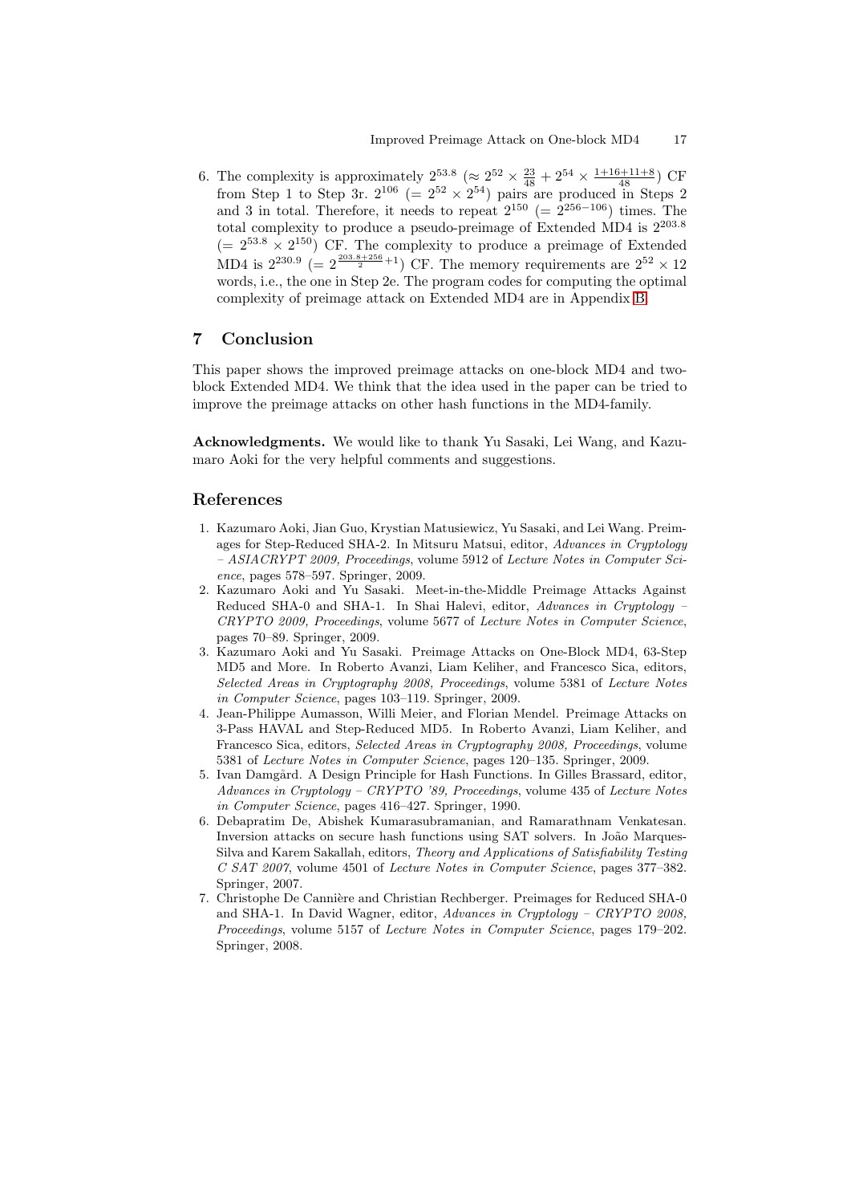6. The complexity is approximately $2^{53.8}$ ($\approx 2^{52} \times \frac{23}{48} + 2^{54} \times \frac{1+16+11+8}{48}$) CF from Step 1 to Step 3r. $2^{106}$ ($= 2^{52} \times 2^{54}$) pairs are produced in Steps 2 and 3 in total. Therefore, it needs to repeat $2^{150}$ ($= 2^{256-106}$) times. The total complexity to produce a pseudo-preimage of Extended MD4 is $2^{203.8}$ ($= 2^{53.8} \times 2^{150}$) CF. The complexity to produce a preimage of Extended MD4 is $2^{230.9}$ ($= 2^{\frac{203.8+256}{2}+1}$) CF. The memory requirements are $2^{52} \times 12$ words, i.e., the one in Step 2e. The program codes for computing the optimal complexity of preimage attack on Extended MD4 are in Appendix B.

## 7 Conclusion

This paper shows the improved preimage attacks on one-block MD4 and two-block Extended MD4. We think that the idea used in the paper can be tried to improve the preimage attacks on other hash functions in the MD4-family.

**Acknowledgments.** We would like to thank Yu Sasaki, Lei Wang, and Kazumaro Aoki for the very helpful comments and suggestions.

## References

1. Kazumaro Aoki, Jian Guo, Krystian Matusiewicz, Yu Sasaki, and Lei Wang. Preimages for Step-Reduced SHA-2. In Mitsuru Matsui, editor, *Advances in Cryptology – ASIACRYPT 2009, Proceedings*, volume 5912 of *Lecture Notes in Computer Science*, pages 578–597. Springer, 2009.
2. Kazumaro Aoki and Yu Sasaki. Meet-in-the-Middle Preimage Attacks Against Reduced SHA-0 and SHA-1. In Shai Halevi, editor, *Advances in Cryptology – CRYPTO 2009, Proceedings*, volume 5677 of *Lecture Notes in Computer Science*, pages 70–89. Springer, 2009.
3. Kazumaro Aoki and Yu Sasaki. Preimage Attacks on One-Block MD4, 63-Step MD5 and More. In Roberto Avanzi, Liam Keliher, and Francesco Sica, editors, *Selected Areas in Cryptography 2008, Proceedings*, volume 5381 of *Lecture Notes in Computer Science*, pages 103–119. Springer, 2009.
4. Jean-Philippe Aumasson, Willi Meier, and Florian Mendel. Preimage Attacks on 3-Pass HAVAL and Step-Reduced MD5. In Roberto Avanzi, Liam Keliher, and Francesco Sica, editors, *Selected Areas in Cryptography 2008, Proceedings*, volume 5381 of *Lecture Notes in Computer Science*, pages 120–135. Springer, 2009.
5. Ivan Damgård. A Design Principle for Hash Functions. In Gilles Brassard, editor, *Advances in Cryptology – CRYPTO '89, Proceedings*, volume 435 of *Lecture Notes in Computer Science*, pages 416–427. Springer, 1990.
6. Debapratim De, Abishek Kumarasubramanian, and Ramarathnam Venkatesan. Inversion attacks on secure hash functions using SAT solvers. In João Marques-Silva and Karem Sakallah, editors, *Theory and Applications of Satisfiability Testing C SAT 2007*, volume 4501 of *Lecture Notes in Computer Science*, pages 377–382. Springer, 2007.
7. Christophe De Cannière and Christian Rechberger. Preimages for Reduced SHA-0 and SHA-1. In David Wagner, editor, *Advances in Cryptology – CRYPTO 2008, Proceedings*, volume 5157 of *Lecture Notes in Computer Science*, pages 179–202. Springer, 2008.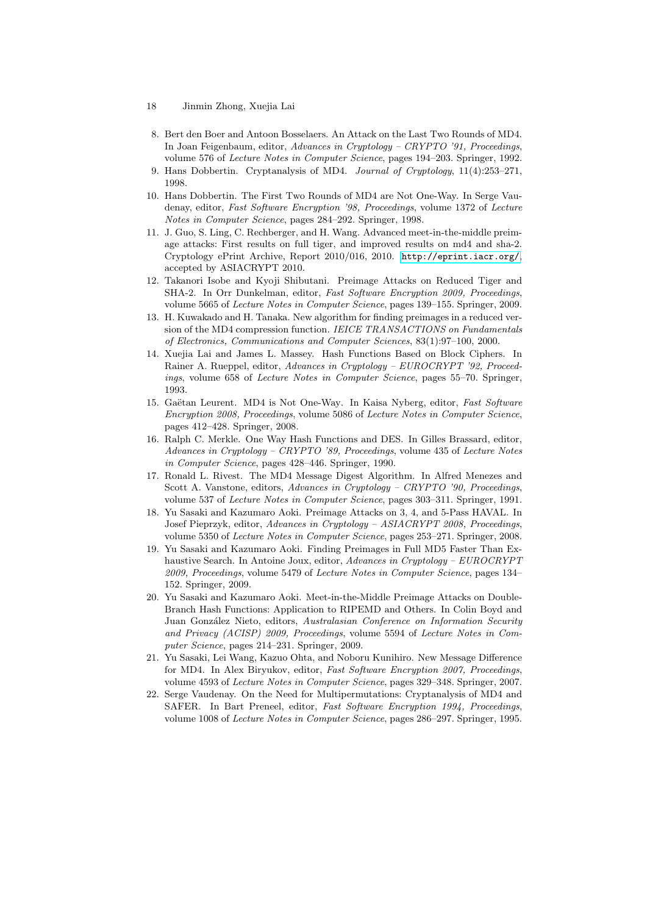8. Bert den Boer and Antoon Bosselaers. An Attack on the Last Two Rounds of MD4. In Joan Feigenbaum, editor, *Advances in Cryptology – CRYPTO '91, Proceedings*, volume 576 of *Lecture Notes in Computer Science*, pages 194–203. Springer, 1992.
9. Hans Dobbertin. Cryptanalysis of MD4. *Journal of Cryptology*, 11(4):253–271, 1998.
10. Hans Dobbertin. The First Two Rounds of MD4 are Not One-Way. In Serge Vaudenay, editor, *Fast Software Encryption '98, Proceedings*, volume 1372 of *Lecture Notes in Computer Science*, pages 284–292. Springer, 1998.
11. J. Guo, S. Ling, C. Rechberger, and H. Wang. Advanced meet-in-the-middle preimage attacks: First results on full tiger, and improved results on md4 and sha-2. Cryptology ePrint Archive, Report 2010/016, 2010. http://eprint.iacr.org/, accepted by ASIACRYPT 2010.
12. Takanori Isobe and Kyoji Shibutani. Preimage Attacks on Reduced Tiger and SHA-2. In Orr Dunkelman, editor, *Fast Software Encryption 2009, Proceedings*, volume 5665 of *Lecture Notes in Computer Science*, pages 139–155. Springer, 2009.
13. H. Kuwakado and H. Tanaka. New algorithm for finding preimages in a reduced version of the MD4 compression function. *IEICE TRANSACTIONS on Fundamentals of Electronics, Communications and Computer Sciences*, 83(1):97–100, 2000.
14. Xuejia Lai and James L. Massey. Hash Functions Based on Block Ciphers. In Rainer A. Rueppel, editor, *Advances in Cryptology – EUROCRYPT '92, Proceedings*, volume 658 of *Lecture Notes in Computer Science*, pages 55–70. Springer, 1993.
15. Gaëtan Leurent. MD4 is Not One-Way. In Kaisa Nyberg, editor, *Fast Software Encryption 2008, Proceedings*, volume 5086 of *Lecture Notes in Computer Science*, pages 412–428. Springer, 2008.
16. Ralph C. Merkle. One Way Hash Functions and DES. In Gilles Brassard, editor, *Advances in Cryptology – CRYPTO '89, Proceedings*, volume 435 of *Lecture Notes in Computer Science*, pages 428–446. Springer, 1990.
17. Ronald L. Rivest. The MD4 Message Digest Algorithm. In Alfred Menezes and Scott A. Vanstone, editors, *Advances in Cryptology – CRYPTO '90, Proceedings*, volume 537 of *Lecture Notes in Computer Science*, pages 303–311. Springer, 1991.
18. Yu Sasaki and Kazumaro Aoki. Preimage Attacks on 3, 4, and 5-Pass HAVAL. In Josef Pieprzyk, editor, *Advances in Cryptology – ASIACRYPT 2008, Proceedings*, volume 5350 of *Lecture Notes in Computer Science*, pages 253–271. Springer, 2008.
19. Yu Sasaki and Kazumaro Aoki. Finding Preimages in Full MD5 Faster Than Exhaustive Search. In Antoine Joux, editor, *Advances in Cryptology – EUROCRYPT 2009, Proceedings*, volume 5479 of *Lecture Notes in Computer Science*, pages 134–152. Springer, 2009.
20. Yu Sasaki and Kazumaro Aoki. Meet-in-the-Middle Preimage Attacks on Double-Branch Hash Functions: Application to RIPEMD and Others. In Colin Boyd and Juan González Nieto, editors, *Australasian Conference on Information Security and Privacy (ACISP) 2009, Proceedings*, volume 5594 of *Lecture Notes in Computer Science*, pages 214–231. Springer, 2009.
21. Yu Sasaki, Lei Wang, Kazuo Ohta, and Noboru Kunihiro. New Message Difference for MD4. In Alex Biryukov, editor, *Fast Software Encryption 2007, Proceedings*, volume 4593 of *Lecture Notes in Computer Science*, pages 329–348. Springer, 2007.
22. Serge Vaudenay. On the Need for Multipermutations: Cryptanalysis of MD4 and SAFER. In Bart Preneel, editor, *Fast Software Encryption 1994, Proceedings*, volume 1008 of *Lecture Notes in Computer Science*, pages 286–297. Springer, 1995.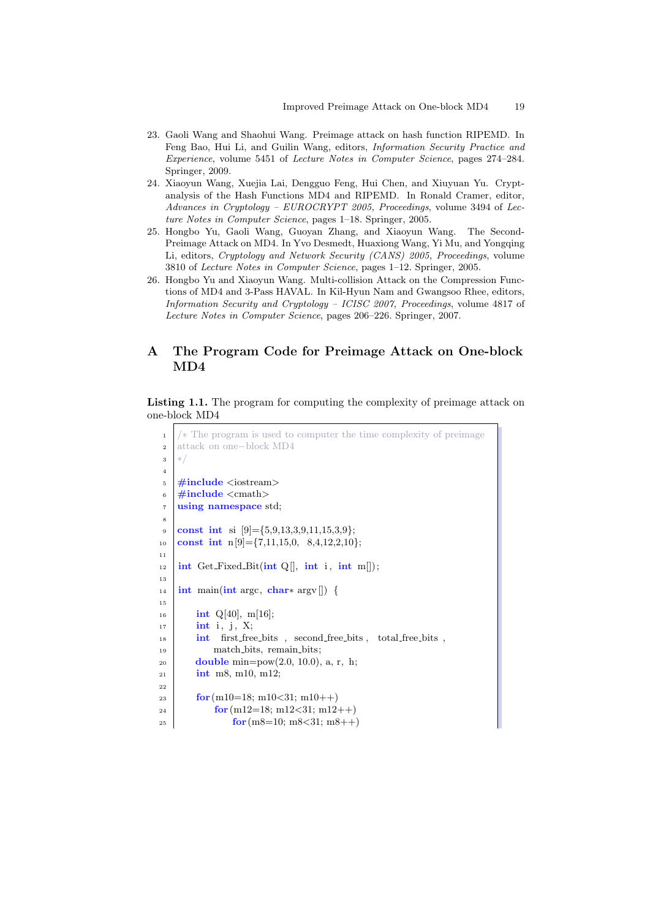23. Gaoli Wang and Shaohui Wang. Preimage attack on hash function RIPEMD. In Feng Bao, Hui Li, and Guilin Wang, editors, *Information Security Practice and Experience*, volume 5451 of *Lecture Notes in Computer Science*, pages 274–284. Springer, 2009.
24. Xiaoyun Wang, Xuejia Lai, Dengguo Feng, Hui Chen, and Xiuyuan Yu. Cryptanalysis of the Hash Functions MD4 and RIPEMD. In Ronald Cramer, editor, *Advances in Cryptology – EUROCRYPT 2005, Proceedings*, volume 3494 of *Lecture Notes in Computer Science*, pages 1–18. Springer, 2005.
25. Hongbo Yu, Gaoli Wang, Guoyan Zhang, and Xiaoyun Wang. The Second-Preimage Attack on MD4. In Yvo Desmedt, Huaxiong Wang, Yi Mu, and Yongqing Li, editors, *Cryptology and Network Security (CANS) 2005, Proceedings*, volume 3810 of *Lecture Notes in Computer Science*, pages 1–12. Springer, 2005.
26. Hongbo Yu and Xiaoyun Wang. Multi-collision Attack on the Compression Functions of MD4 and 3-Pass HAVAL. In Kil-Hyun Nam and Gwangsoo Rhee, editors, *Information Security and Cryptology – ICISC 2007, Proceedings*, volume 4817 of *Lecture Notes in Computer Science*, pages 206–226. Springer, 2007.

# A The Program Code for Preimage Attack on One-block MD4

**Listing 1.1.** The program for computing the complexity of preimage attack on one-block MD4

```
/* The program is used to computer the time complexity of preimage
attack on one-block MD4
*/

#include <iostream>
#include <cmath>
using namespace std;

const int si [9]={5,9,13,3,9,11,15,3,9};
const int n[9]={7,11,15,0, 8,4,12,2,10};

int Get_Fixed_Bit(int Q[], int i, int m[]);

int main(int argc, char* argv[]) {

    int Q[40], m[16];
    int i, j, X;
    int  first_free_bits , second_free_bits , total_free_bits ,
        match_bits, remain_bits;
    double min=pow(2.0, 10.0), a, r, h;
    int m8, m10, m12;

    for(m10=18; m10<31; m10++)
        for(m12=18; m12<31; m12++)
            for(m8=10; m8<31; m8++)
```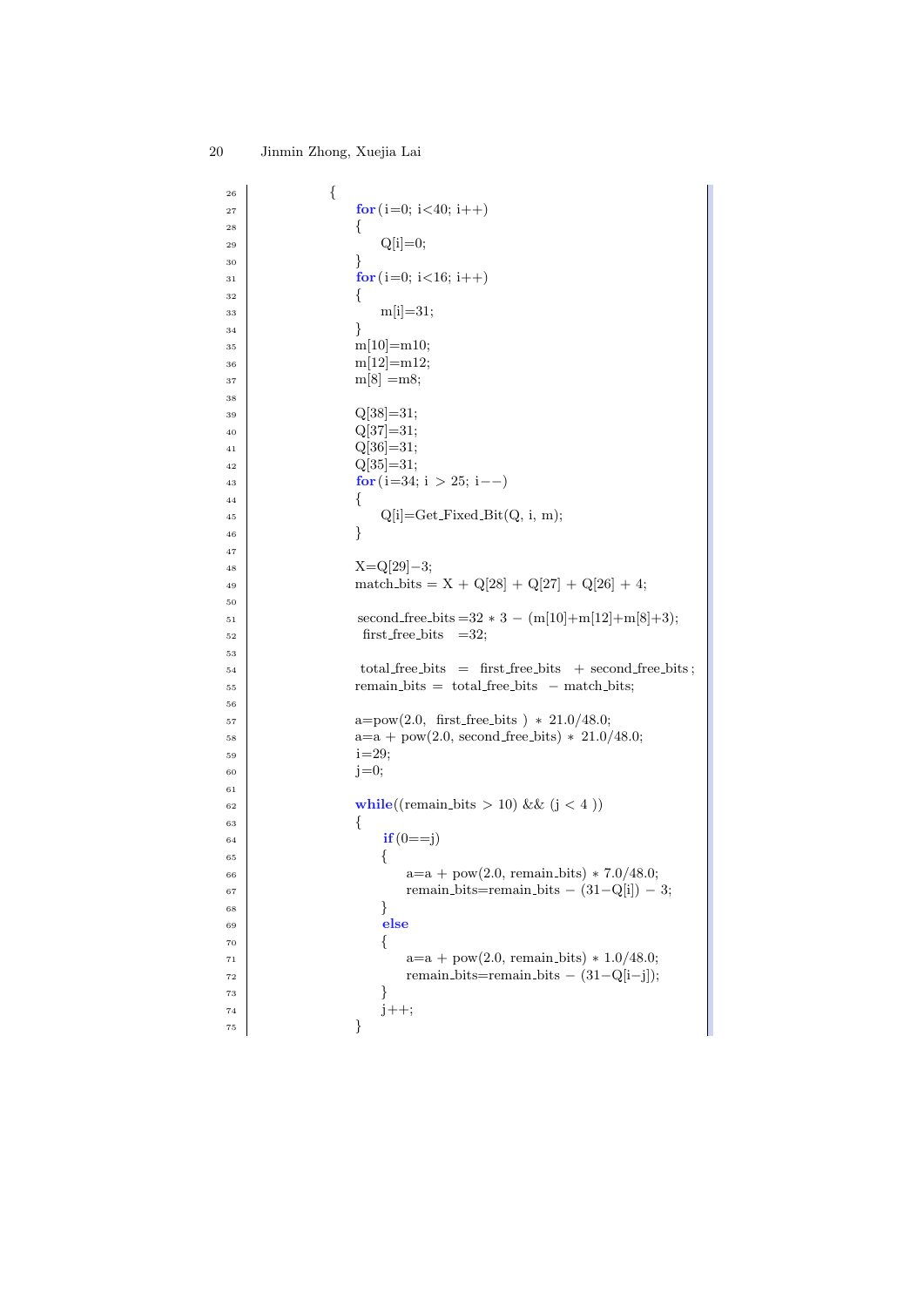```
                {
                    for(i=0; i<40; i++)
                    {
                        Q[i]=0;
                    }
                    for(i=0; i<16; i++)
                    {
                        m[i]=31;
                    }
                    m[10]=m10;
                    m[12]=m12;
                    m[8] =m8;

                    Q[38]=31;
                    Q[37]=31;
                    Q[36]=31;
                    Q[35]=31;
                    for(i=34; i > 25; i--)
                    {
                        Q[i]=Get_Fixed_Bit(Q, i, m);
                    }

                    X=Q[29]-3;
                    match_bits = X + Q[28] + Q[27] + Q[26] + 4;

                    second_free_bits =32 * 3 - (m[10]+m[12]+m[8]+3);
                    first_free_bits   =32;

                    total_free_bits  =  first_free_bits  + second_free_bits;
                    remain_bits =  total_free_bits  - match_bits;

                    a=pow(2.0,  first_free_bits ) * 21.0/48.0;
                    a=a + pow(2.0, second_free_bits) * 21.0/48.0;
                    i=29;
                    j=0;

                    while((remain_bits > 10) && (j < 4 ))
                    {
                        if(0==j)
                        {
                            a=a + pow(2.0, remain_bits) * 7.0/48.0;
                            remain_bits=remain_bits - (31-Q[i]) - 3;
                        }
                        else
                        {
                            a=a + pow(2.0, remain_bits) * 1.0/48.0;
                            remain_bits=remain_bits - (31-Q[i-j]);
                        }
                        j++;
                    }
```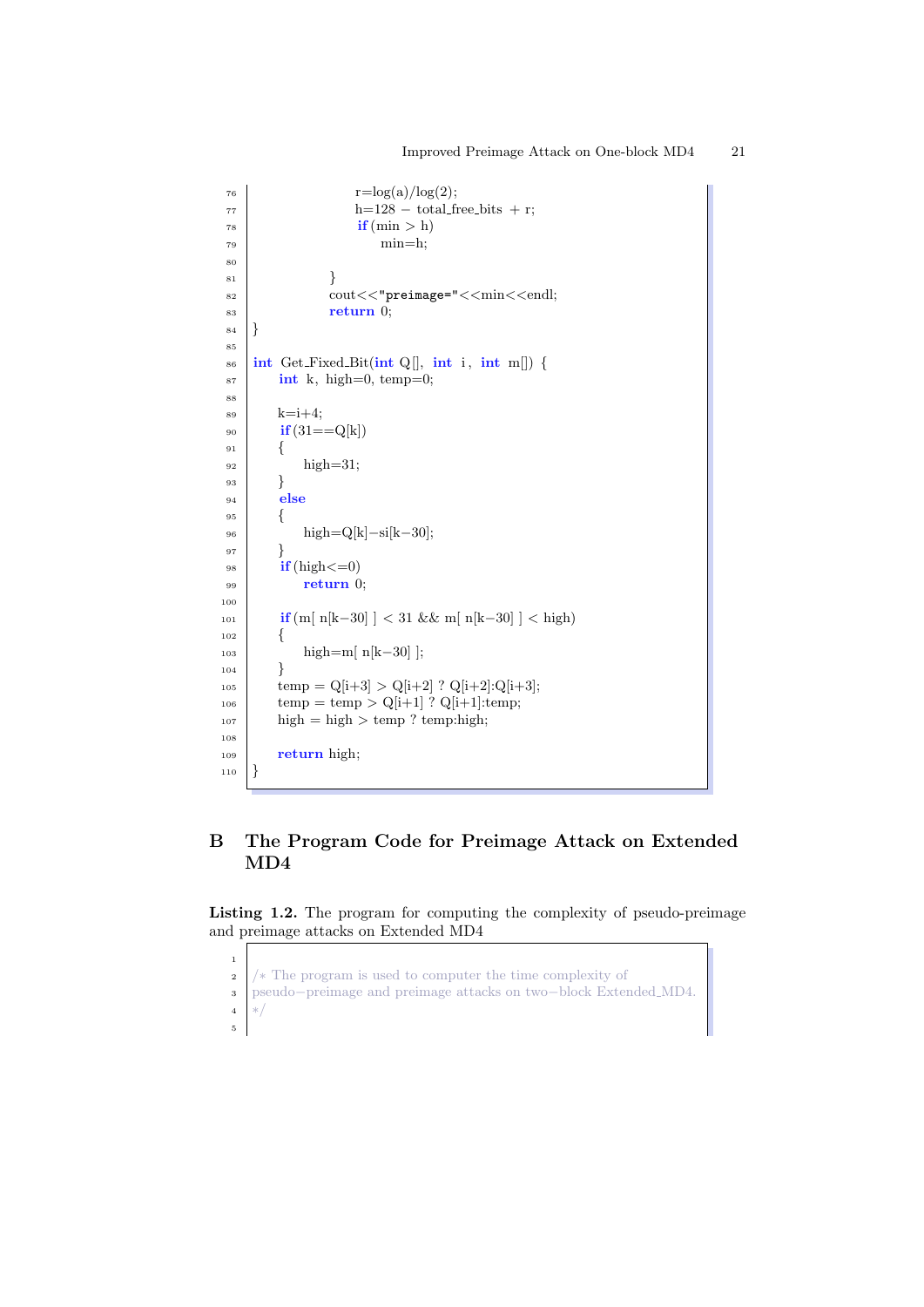```
                    r=log(a)/log(2);
                    h=128 - total_free_bits + r;
                    if(min > h)
                         min=h;

               }
               cout<<"preimage="<<min<<endl;
               return 0;
}

int Get_Fixed_Bit(int Q[], int i, int m[]) {
     int k, high=0, temp=0;

     k=i+4;
     if(31==Q[k])
     {
          high=31;
     }
     else
     {
          high=Q[k]-si[k-30];
     }
     if(high<=0)
          return 0;

     if(m[ n[k-30] ] < 31 && m[ n[k-30] ] < high)
     {
          high=m[ n[k-30] ];
     }
     temp = Q[i+3] > Q[i+2] ? Q[i+2]:Q[i+3];
     temp = temp > Q[i+1] ? Q[i+1]:temp;
     high = high > temp ? temp:high;

     return high;
}
```

## B The Program Code for Preimage Attack on Extended MD4

**Listing 1.2.** The program for computing the complexity of pseudo-preimage and preimage attacks on Extended MD4

```

/* The program is used to computer the time complexity of
pseudo-preimage and preimage attacks on two-block Extended_MD4.
*/

```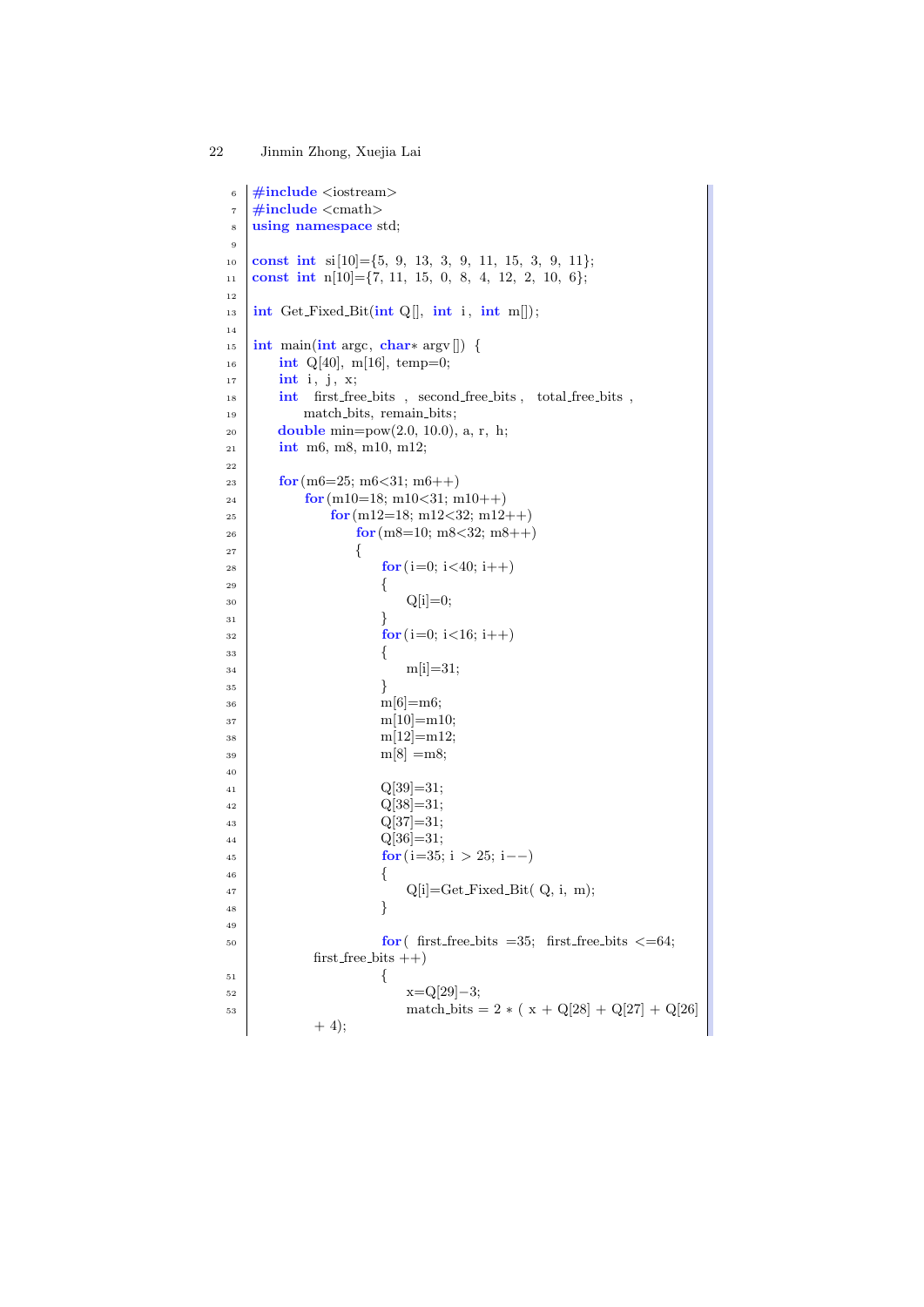```
#include <iostream>
#include <cmath>
using namespace std;

const int si[10]={5, 9, 13, 3, 9, 11, 15, 3, 9, 11};
const int n[10]={7, 11, 15, 0, 8, 4, 12, 2, 10, 6};

int Get_Fixed_Bit(int Q[], int i, int m[]);

int main(int argc, char* argv[]) {
    int Q[40], m[16], temp=0;
    int i, j, x;
    int first_free_bits , second_free_bits , total_free_bits ,
        match_bits, remain_bits;
    double min=pow(2.0, 10.0), a, r, h;
    int m6, m8, m10, m12;

    for(m6=25; m6<31; m6++)
        for(m10=18; m10<31; m10++)
            for(m12=18; m12<32; m12++)
                for(m8=10; m8<32; m8++)
                {
                    for(i=0; i<40; i++)
                    {
                        Q[i]=0;
                    }
                    for(i=0; i<16; i++)
                    {
                        m[i]=31;
                    }
                    m[6]=m6;
                    m[10]=m10;
                    m[12]=m12;
                    m[8] =m8;

                    Q[39]=31;
                    Q[38]=31;
                    Q[37]=31;
                    Q[36]=31;
                    for(i=35; i > 25; i--)
                    {
                        Q[i]=Get_Fixed_Bit( Q, i, m);
                    }

                    for( first_free_bits =35; first_free_bits <=64;
        first_free_bits ++)
                    {
                        x=Q[29]-3;
                        match_bits = 2 * ( x + Q[28] + Q[27] + Q[26]
        + 4);
```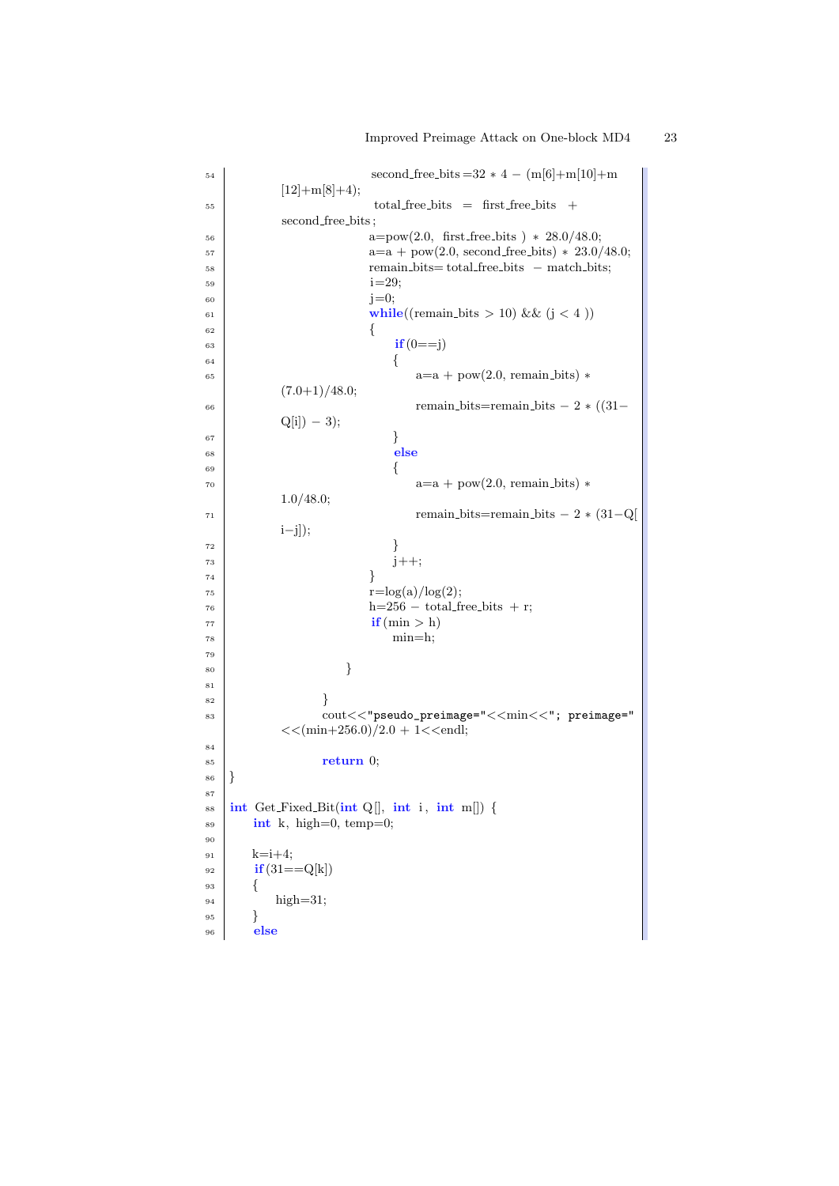```
54                              second_free_bits=32 * 4 - (m[6]+m[10]+m
        [12]+m[8]+4);
55                              total_free_bits  =  first_free_bits  +
        second_free_bits;
56                              a=pow(2.0,  first_free_bits ) * 28.0/48.0;
57                              a=a + pow(2.0, second_free_bits) * 23.0/48.0;
58                              remain_bits= total_free_bits  - match_bits;
59                              i=29;
60                              j=0;
61                              while((remain_bits > 10) && (j < 4 ))
62                              {
63                                  if(0==j)
64                                  {
65                                      a=a + pow(2.0, remain_bits) *
        (7.0+1)/48.0;
66                                      remain_bits=remain_bits - 2 * ((31-
        Q[i]) - 3);
67                                  }
68                                  else
69                                  {
70                                      a=a + pow(2.0, remain_bits) *
        1.0/48.0;
71                                      remain_bits=remain_bits - 2 * (31-Q[
        i-j]);
72                                  }
73                                  j++;
74                              }
75                              r=log(a)/log(2);
76                              h=256 - total_free_bits + r;
77                              if(min > h)
78                                  min=h;
79
80                      }
81
82                  }
83                  cout<<"pseudo_preimage="<<min<<"; preimage="
        <<(min+256.0)/2.0 + 1<<endl;
84
85                  return 0;
86  }
87
88  int Get_Fixed_Bit(int Q[],  int  i,  int  m[]) {
89      int  k,  high=0, temp=0;
90
91      k=i+4;
92      if(31==Q[k])
93      {
94          high=31;
95      }
96      else
```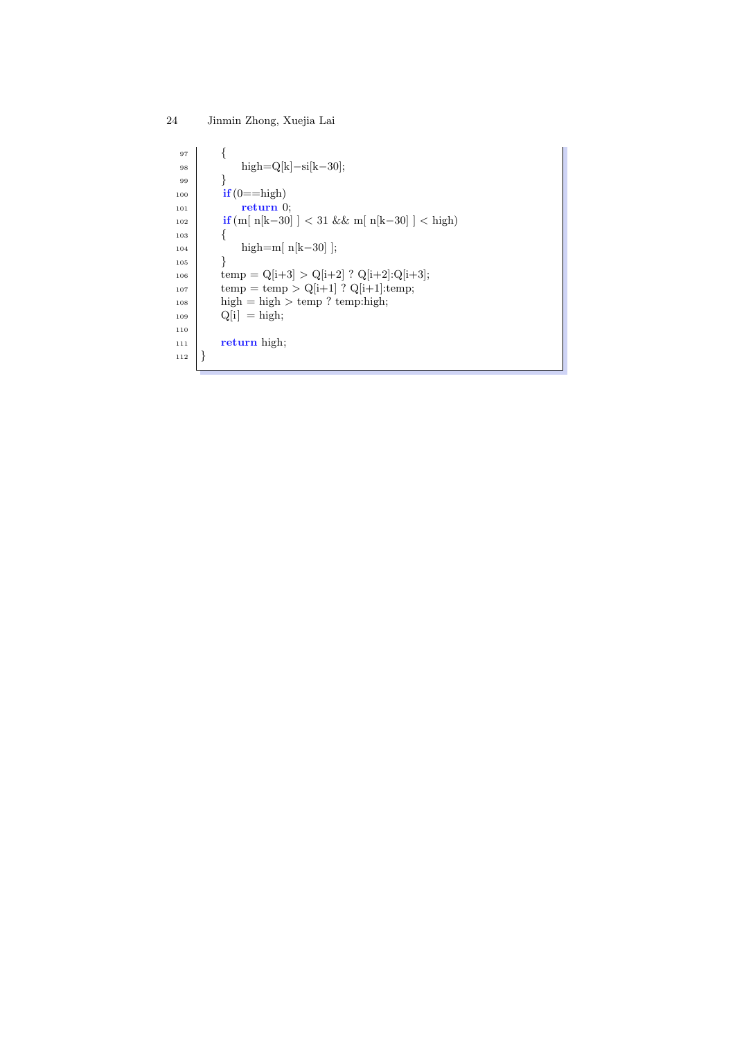```
    {
        high=Q[k]-si[k-30];
    }
    if(0==high)
        return 0;
    if(m[ n[k-30] ] < 31 && m[ n[k-30] ] < high)
    {
        high=m[ n[k-30] ];
    }
    temp = Q[i+3] > Q[i+2] ? Q[i+2]:Q[i+3];
    temp = temp > Q[i+1] ? Q[i+1]:temp;
    high = high > temp ? temp:high;
    Q[i]  = high;

    return high;
}
```